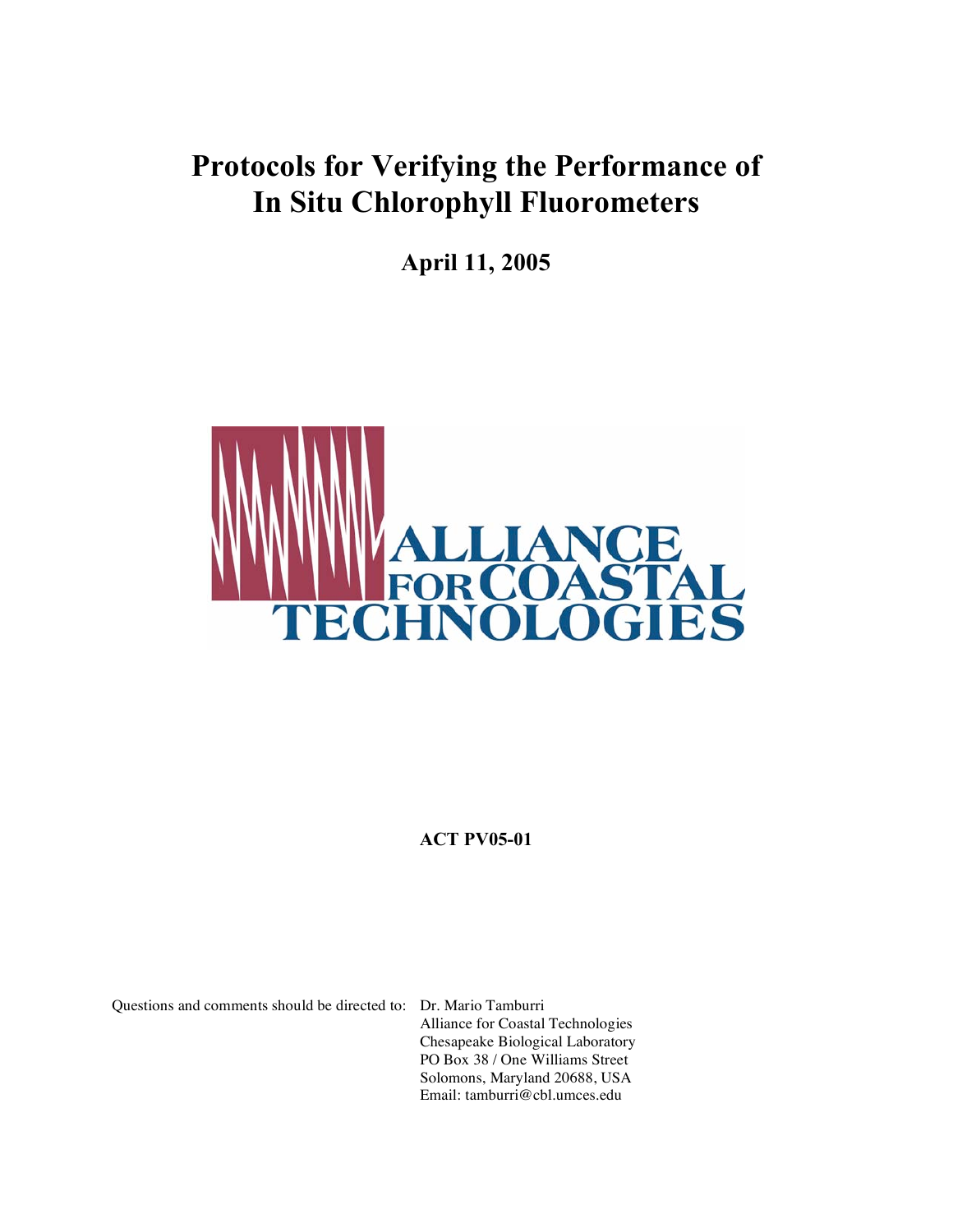# Protocols for Verifying the Performance of In Situ Chlorophyll Fluorometers

**April 11, 2005**

ALLIANCE FOR COASTAL TECHNOLOGIES

**ACT PV05-01**

Questions and comments should be directed to: Dr. Mario Tamburri
Alliance for Coastal Technologies
Chesapeake Biological Laboratory
PO Box 38 / One Williams Street
Solomons, Maryland 20688, USA
Email: tamburri@cbl.umces.edu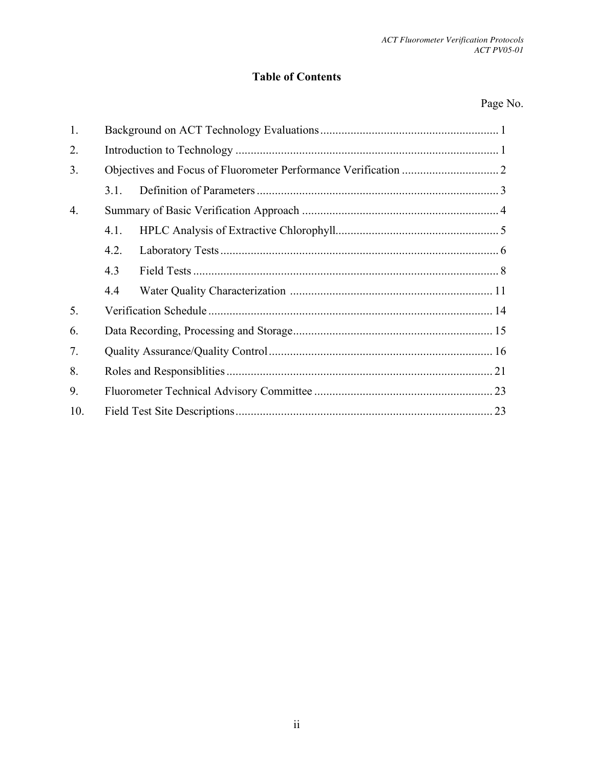# Table of Contents

Page No.

| | | | |
|---|---|---|---|
| 1. | Background on ACT Technology Evaluations | | 1 |
| 2. | Introduction to Technology | | 1 |
| 3. | Objectives and Focus of Fluorometer Performance Verification | | 2 |
| | 3.1. | Definition of Parameters | 3 |
| 4. | Summary of Basic Verification Approach | | 4 |
| | 4.1. | HPLC Analysis of Extractive Chlorophyll | 5 |
| | 4.2. | Laboratory Tests | 6 |
| | 4.3 | Field Tests | 8 |
| | 4.4 | Water Quality Characterization | 11 |
| 5. | Verification Schedule | | 14 |
| 6. | Data Recording, Processing and Storage | | 15 |
| 7. | Quality Assurance/Quality Control | | 16 |
| 8. | Roles and Responsiblities | | 21 |
| 9. | Fluorometer Technical Advisory Committee | | 23 |
| 10. | Field Test Site Descriptions | | 23 |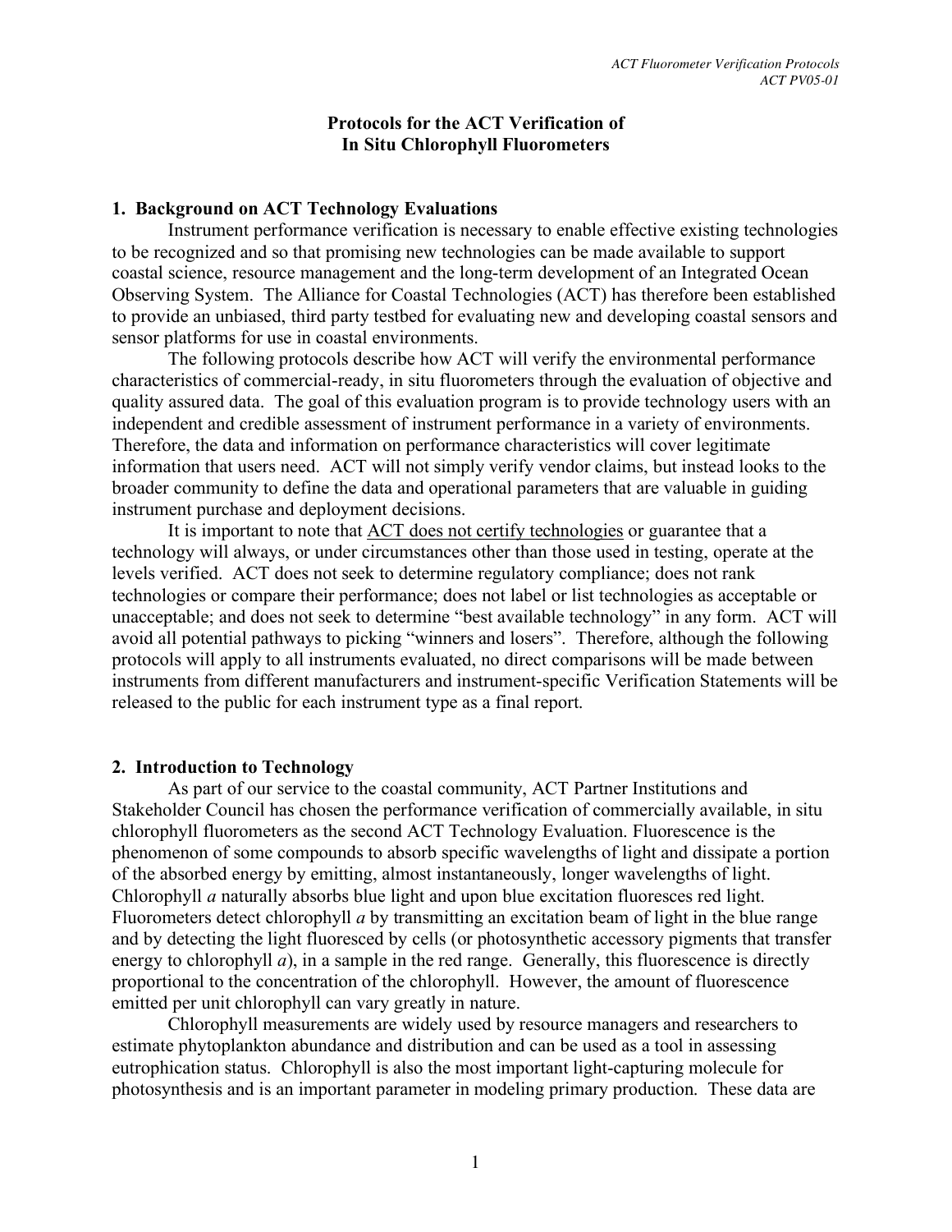**Protocols for the ACT Verification of In Situ Chlorophyll Fluorometers**

## 1. Background on ACT Technology Evaluations

Instrument performance verification is necessary to enable effective existing technologies to be recognized and so that promising new technologies can be made available to support coastal science, resource management and the long-term development of an Integrated Ocean Observing System. The Alliance for Coastal Technologies (ACT) has therefore been established to provide an unbiased, third party testbed for evaluating new and developing coastal sensors and sensor platforms for use in coastal environments.

The following protocols describe how ACT will verify the environmental performance characteristics of commercial-ready, in situ fluorometers through the evaluation of objective and quality assured data. The goal of this evaluation program is to provide technology users with an independent and credible assessment of instrument performance in a variety of environments. Therefore, the data and information on performance characteristics will cover legitimate information that users need. ACT will not simply verify vendor claims, but instead looks to the broader community to define the data and operational parameters that are valuable in guiding instrument purchase and deployment decisions.

It is important to note that <u>ACT does not certify technologies</u> or guarantee that a technology will always, or under circumstances other than those used in testing, operate at the levels verified. ACT does not seek to determine regulatory compliance; does not rank technologies or compare their performance; does not label or list technologies as acceptable or unacceptable; and does not seek to determine "best available technology" in any form. ACT will avoid all potential pathways to picking "winners and losers". Therefore, although the following protocols will apply to all instruments evaluated, no direct comparisons will be made between instruments from different manufacturers and instrument-specific Verification Statements will be released to the public for each instrument type as a final report.

## 2. Introduction to Technology

As part of our service to the coastal community, ACT Partner Institutions and Stakeholder Council has chosen the performance verification of commercially available, in situ chlorophyll fluorometers as the second ACT Technology Evaluation. Fluorescence is the phenomenon of some compounds to absorb specific wavelengths of light and dissipate a portion of the absorbed energy by emitting, almost instantaneously, longer wavelengths of light. Chlorophyll *a* naturally absorbs blue light and upon blue excitation fluoresces red light. Fluorometers detect chlorophyll *a* by transmitting an excitation beam of light in the blue range and by detecting the light fluoresced by cells (or photosynthetic accessory pigments that transfer energy to chlorophyll *a*), in a sample in the red range. Generally, this fluorescence is directly proportional to the concentration of the chlorophyll. However, the amount of fluorescence emitted per unit chlorophyll can vary greatly in nature.

Chlorophyll measurements are widely used by resource managers and researchers to estimate phytoplankton abundance and distribution and can be used as a tool in assessing eutrophication status. Chlorophyll is also the most important light-capturing molecule for photosynthesis and is an important parameter in modeling primary production. These data are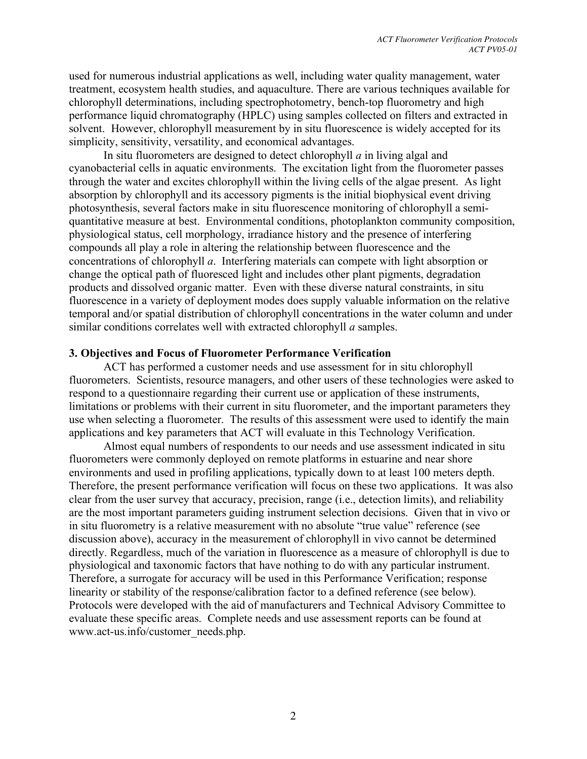used for numerous industrial applications as well, including water quality management, water treatment, ecosystem health studies, and aquaculture. There are various techniques available for chlorophyll determinations, including spectrophotometry, bench-top fluorometry and high performance liquid chromatography (HPLC) using samples collected on filters and extracted in solvent. However, chlorophyll measurement by in situ fluorescence is widely accepted for its simplicity, sensitivity, versatility, and economical advantages.

In situ fluorometers are designed to detect chlorophyll *a* in living algal and cyanobacterial cells in aquatic environments. The excitation light from the fluorometer passes through the water and excites chlorophyll within the living cells of the algae present. As light absorption by chlorophyll and its accessory pigments is the initial biophysical event driving photosynthesis, several factors make in situ fluorescence monitoring of chlorophyll a semi-quantitative measure at best. Environmental conditions, photoplankton community composition, physiological status, cell morphology, irradiance history and the presence of interfering compounds all play a role in altering the relationship between fluorescence and the concentrations of chlorophyll *a*. Interfering materials can compete with light absorption or change the optical path of fluoresced light and includes other plant pigments, degradation products and dissolved organic matter. Even with these diverse natural constraints, in situ fluorescence in a variety of deployment modes does supply valuable information on the relative temporal and/or spatial distribution of chlorophyll concentrations in the water column and under similar conditions correlates well with extracted chlorophyll *a* samples.

## 3. Objectives and Focus of Fluorometer Performance Verification

ACT has performed a customer needs and use assessment for in situ chlorophyll fluorometers. Scientists, resource managers, and other users of these technologies were asked to respond to a questionnaire regarding their current use or application of these instruments, limitations or problems with their current in situ fluorometer, and the important parameters they use when selecting a fluorometer. The results of this assessment were used to identify the main applications and key parameters that ACT will evaluate in this Technology Verification.

Almost equal numbers of respondents to our needs and use assessment indicated in situ fluorometers were commonly deployed on remote platforms in estuarine and near shore environments and used in profiling applications, typically down to at least 100 meters depth. Therefore, the present performance verification will focus on these two applications. It was also clear from the user survey that accuracy, precision, range (i.e., detection limits), and reliability are the most important parameters guiding instrument selection decisions. Given that in vivo or in situ fluorometry is a relative measurement with no absolute "true value" reference (see discussion above), accuracy in the measurement of chlorophyll in vivo cannot be determined directly. Regardless, much of the variation in fluorescence as a measure of chlorophyll is due to physiological and taxonomic factors that have nothing to do with any particular instrument. Therefore, a surrogate for accuracy will be used in this Performance Verification; response linearity or stability of the response/calibration factor to a defined reference (see below). Protocols were developed with the aid of manufacturers and Technical Advisory Committee to evaluate these specific areas. Complete needs and use assessment reports can be found at www.act-us.info/customer_needs.php.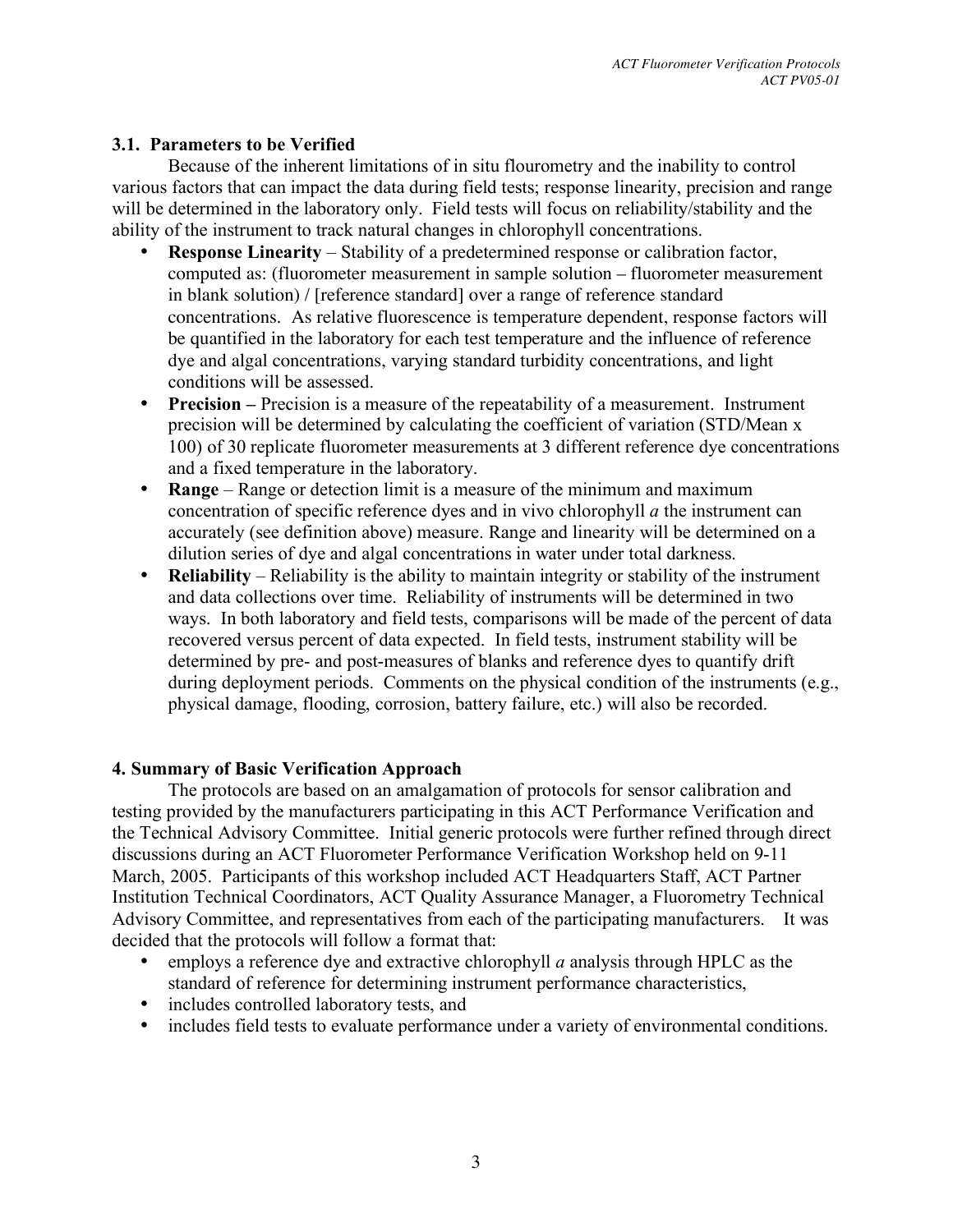### 3.1. Parameters to be Verified

Because of the inherent limitations of in situ flourometry and the inability to control various factors that can impact the data during field tests; response linearity, precision and range will be determined in the laboratory only. Field tests will focus on reliability/stability and the ability of the instrument to track natural changes in chlorophyll concentrations.

- **Response Linearity** – Stability of a predetermined response or calibration factor, computed as: (fluorometer measurement in sample solution – fluorometer measurement in blank solution) / [reference standard] over a range of reference standard concentrations. As relative fluorescence is temperature dependent, response factors will be quantified in the laboratory for each test temperature and the influence of reference dye and algal concentrations, varying standard turbidity concentrations, and light conditions will be assessed.
- **Precision –** Precision is a measure of the repeatability of a measurement. Instrument precision will be determined by calculating the coefficient of variation (STD/Mean x 100) of 30 replicate fluorometer measurements at 3 different reference dye concentrations and a fixed temperature in the laboratory.
- **Range** – Range or detection limit is a measure of the minimum and maximum concentration of specific reference dyes and in vivo chlorophyll *a* the instrument can accurately (see definition above) measure. Range and linearity will be determined on a dilution series of dye and algal concentrations in water under total darkness.
- **Reliability** – Reliability is the ability to maintain integrity or stability of the instrument and data collections over time. Reliability of instruments will be determined in two ways. In both laboratory and field tests, comparisons will be made of the percent of data recovered versus percent of data expected. In field tests, instrument stability will be determined by pre- and post-measures of blanks and reference dyes to quantify drift during deployment periods. Comments on the physical condition of the instruments (e.g., physical damage, flooding, corrosion, battery failure, etc.) will also be recorded.

## 4. Summary of Basic Verification Approach

The protocols are based on an amalgamation of protocols for sensor calibration and testing provided by the manufacturers participating in this ACT Performance Verification and the Technical Advisory Committee. Initial generic protocols were further refined through direct discussions during an ACT Fluorometer Performance Verification Workshop held on 9-11 March, 2005. Participants of this workshop included ACT Headquarters Staff, ACT Partner Institution Technical Coordinators, ACT Quality Assurance Manager, a Fluorometry Technical Advisory Committee, and representatives from each of the participating manufacturers. It was decided that the protocols will follow a format that:

- employs a reference dye and extractive chlorophyll *a* analysis through HPLC as the standard of reference for determining instrument performance characteristics,
- includes controlled laboratory tests, and
- includes field tests to evaluate performance under a variety of environmental conditions.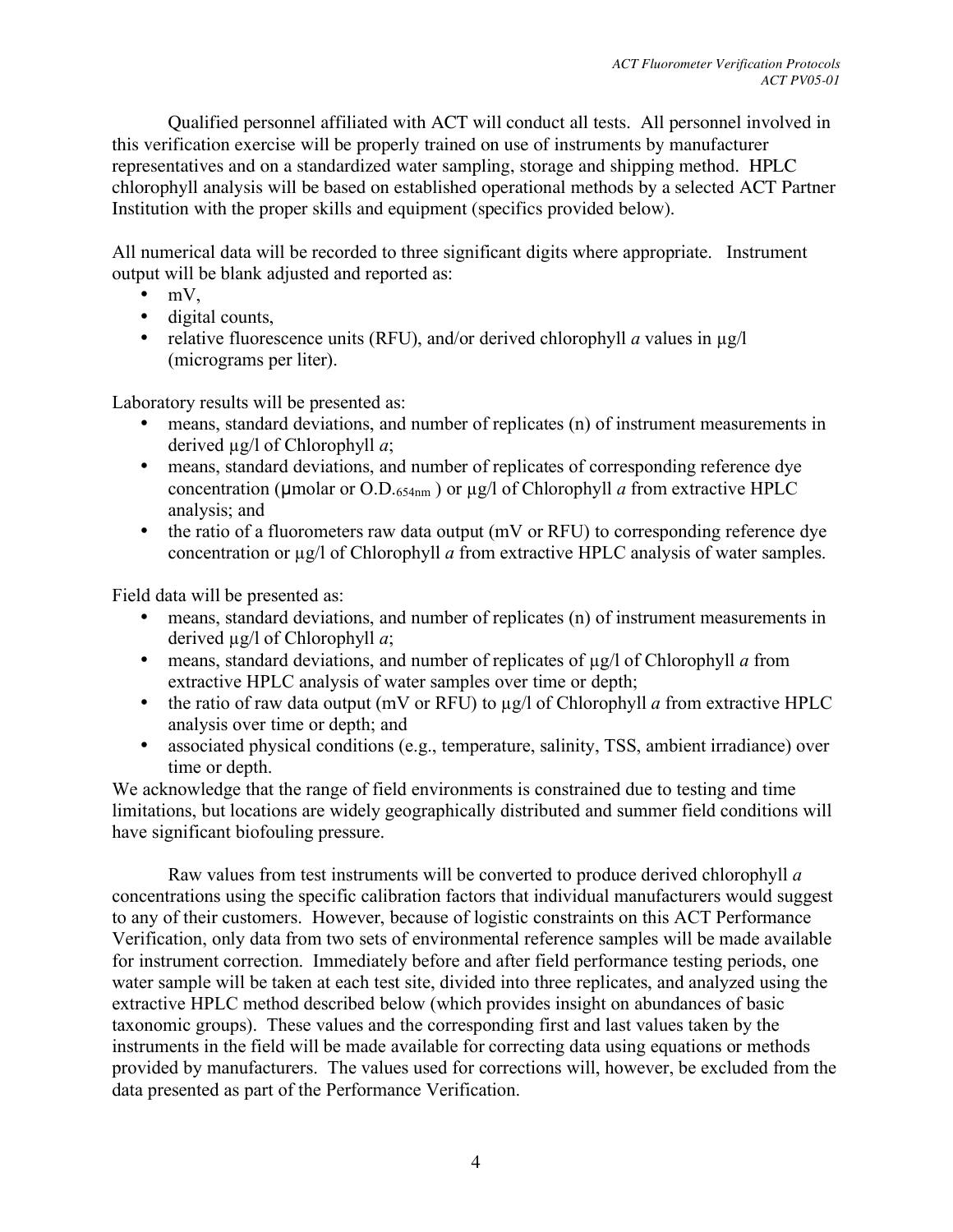Qualified personnel affiliated with ACT will conduct all tests. All personnel involved in this verification exercise will be properly trained on use of instruments by manufacturer representatives and on a standardized water sampling, storage and shipping method. HPLC chlorophyll analysis will be based on established operational methods by a selected ACT Partner Institution with the proper skills and equipment (specifics provided below).

All numerical data will be recorded to three significant digits where appropriate. Instrument output will be blank adjusted and reported as:

- mV,
- digital counts,
- relative fluorescence units (RFU), and/or derived chlorophyll *a* values in µg/l (micrograms per liter).

Laboratory results will be presented as:

- means, standard deviations, and number of replicates (n) of instrument measurements in derived µg/l of Chlorophyll *a*;
- means, standard deviations, and number of replicates of corresponding reference dye concentration (µmolar or $O.D._{654nm}$ ) or µg/l of Chlorophyll *a* from extractive HPLC analysis; and
- the ratio of a fluorometers raw data output (mV or RFU) to corresponding reference dye concentration or µg/l of Chlorophyll *a* from extractive HPLC analysis of water samples.

Field data will be presented as:

- means, standard deviations, and number of replicates (n) of instrument measurements in derived µg/l of Chlorophyll *a*;
- means, standard deviations, and number of replicates of µg/l of Chlorophyll *a* from extractive HPLC analysis of water samples over time or depth;
- the ratio of raw data output (mV or RFU) to µg/l of Chlorophyll *a* from extractive HPLC analysis over time or depth; and
- associated physical conditions (e.g., temperature, salinity, TSS, ambient irradiance) over time or depth.

We acknowledge that the range of field environments is constrained due to testing and time limitations, but locations are widely geographically distributed and summer field conditions will have significant biofouling pressure.

Raw values from test instruments will be converted to produce derived chlorophyll *a* concentrations using the specific calibration factors that individual manufacturers would suggest to any of their customers. However, because of logistic constraints on this ACT Performance Verification, only data from two sets of environmental reference samples will be made available for instrument correction. Immediately before and after field performance testing periods, one water sample will be taken at each test site, divided into three replicates, and analyzed using the extractive HPLC method described below (which provides insight on abundances of basic taxonomic groups). These values and the corresponding first and last values taken by the instruments in the field will be made available for correcting data using equations or methods provided by manufacturers. The values used for corrections will, however, be excluded from the data presented as part of the Performance Verification.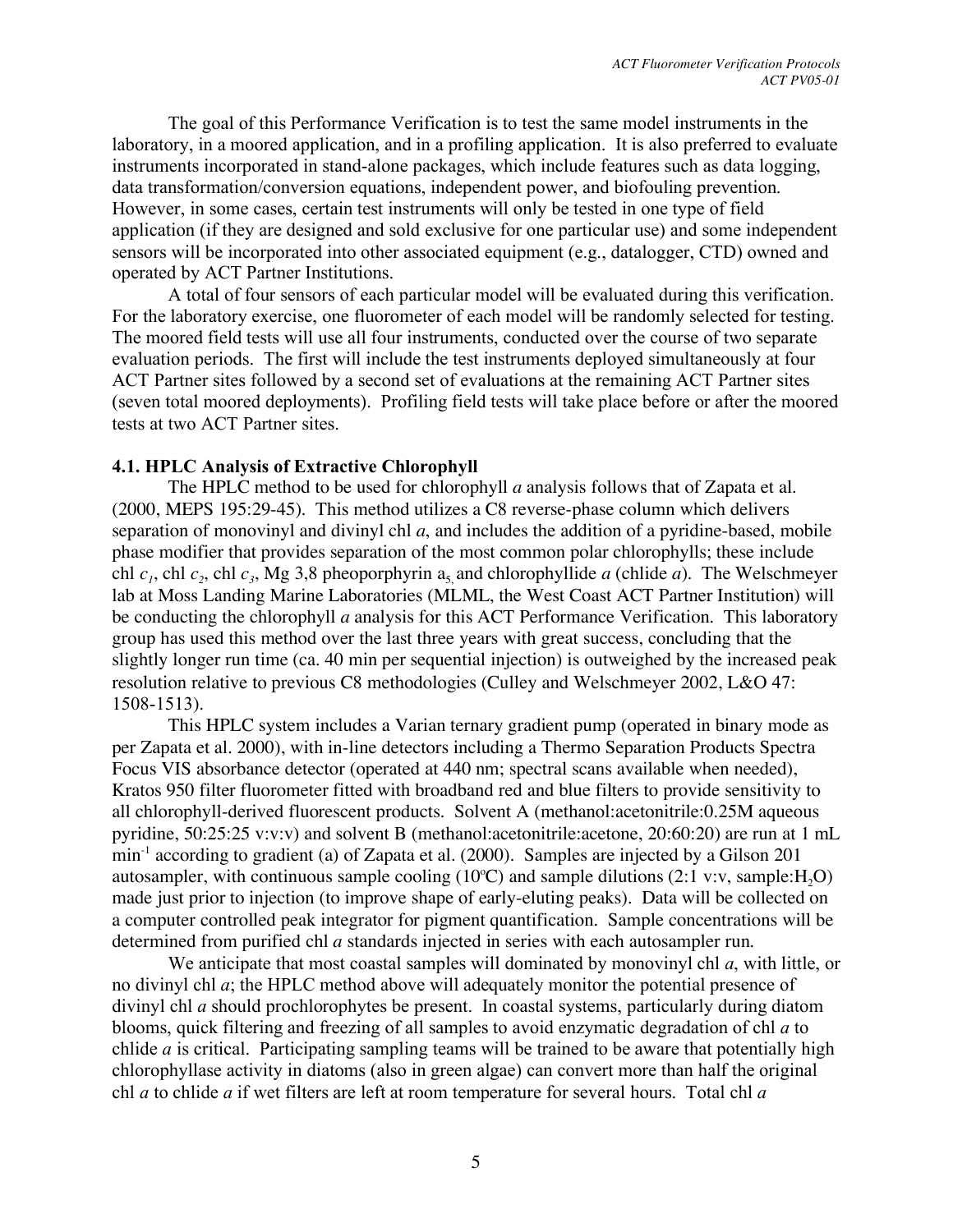The goal of this Performance Verification is to test the same model instruments in the laboratory, in a moored application, and in a profiling application. It is also preferred to evaluate instruments incorporated in stand-alone packages, which include features such as data logging, data transformation/conversion equations, independent power, and biofouling prevention. However, in some cases, certain test instruments will only be tested in one type of field application (if they are designed and sold exclusive for one particular use) and some independent sensors will be incorporated into other associated equipment (e.g., datalogger, CTD) owned and operated by ACT Partner Institutions.

A total of four sensors of each particular model will be evaluated during this verification. For the laboratory exercise, one fluorometer of each model will be randomly selected for testing. The moored field tests will use all four instruments, conducted over the course of two separate evaluation periods. The first will include the test instruments deployed simultaneously at four ACT Partner sites followed by a second set of evaluations at the remaining ACT Partner sites (seven total moored deployments). Profiling field tests will take place before or after the moored tests at two ACT Partner sites.

#### 4.1. HPLC Analysis of Extractive Chlorophyll

The HPLC method to be used for chlorophyll *a* analysis follows that of Zapata et al. (2000, MEPS 195:29-45). This method utilizes a C8 reverse-phase column which delivers separation of monovinyl and divinyl chl *a*, and includes the addition of a pyridine-based, mobile phase modifier that provides separation of the most common polar chlorophylls; these include chl $c_1$, chl $c_2$, chl $c_3$, Mg 3,8 pheoporphyrin $a_5$ and chlorophyllide *a* (chlide *a*). The Welschmeyer lab at Moss Landing Marine Laboratories (MLML, the West Coast ACT Partner Institution) will be conducting the chlorophyll *a* analysis for this ACT Performance Verification. This laboratory group has used this method over the last three years with great success, concluding that the slightly longer run time (ca. 40 min per sequential injection) is outweighed by the increased peak resolution relative to previous C8 methodologies (Culley and Welschmeyer 2002, L&O 47: 1508-1513).

This HPLC system includes a Varian ternary gradient pump (operated in binary mode as per Zapata et al. 2000), with in-line detectors including a Thermo Separation Products Spectra Focus VIS absorbance detector (operated at 440 nm; spectral scans available when needed), Kratos 950 filter fluorometer fitted with broadband red and blue filters to provide sensitivity to all chlorophyll-derived fluorescent products. Solvent A (methanol:acetonitrile:0.25M aqueous pyridine, 50:25:25 v:v:v) and solvent B (methanol:acetonitrile:acetone, 20:60:20) are run at 1 mL $min^{-1}$ according to gradient (a) of Zapata et al. (2000). Samples are injected by a Gilson 201 autosampler, with continuous sample cooling (10ºC) and sample dilutions (2:1 v:v, sample:$H_2O$) made just prior to injection (to improve shape of early-eluting peaks). Data will be collected on a computer controlled peak integrator for pigment quantification. Sample concentrations will be determined from purified chl *a* standards injected in series with each autosampler run.

We anticipate that most coastal samples will dominated by monovinyl chl *a*, with little, or no divinyl chl *a*; the HPLC method above will adequately monitor the potential presence of divinyl chl *a* should prochlorophytes be present. In coastal systems, particularly during diatom blooms, quick filtering and freezing of all samples to avoid enzymatic degradation of chl *a* to chlide *a* is critical. Participating sampling teams will be trained to be aware that potentially high chlorophyllase activity in diatoms (also in green algae) can convert more than half the original chl *a* to chlide *a* if wet filters are left at room temperature for several hours. Total chl *a*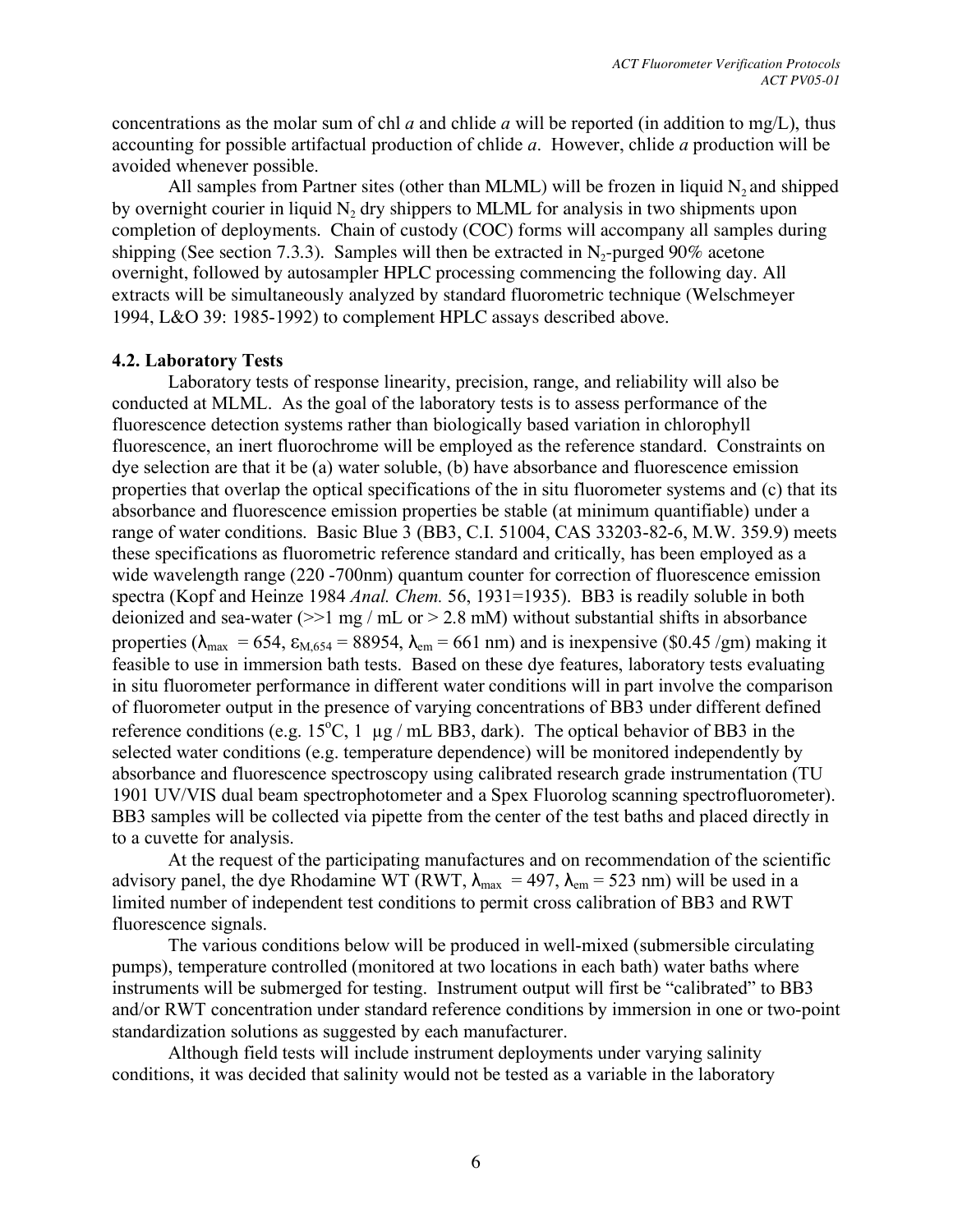concentrations as the molar sum of chl *a* and chlide *a* will be reported (in addition to mg/L), thus accounting for possible artifactual production of chlide *a*. However, chlide *a* production will be avoided whenever possible.

All samples from Partner sites (other than MLML) will be frozen in liquid $N_2$ and shipped by overnight courier in liquid $N_2$ dry shippers to MLML for analysis in two shipments upon completion of deployments. Chain of custody (COC) forms will accompany all samples during shipping (See section 7.3.3). Samples will then be extracted in $N_2$-purged 90% acetone overnight, followed by autosampler HPLC processing commencing the following day. All extracts will be simultaneously analyzed by standard fluorometric technique (Welschmeyer 1994, L&O 39: 1985-1992) to complement HPLC assays described above.

**4.2. Laboratory Tests**

Laboratory tests of response linearity, precision, range, and reliability will also be conducted at MLML. As the goal of the laboratory tests is to assess performance of the fluorescence detection systems rather than biologically based variation in chlorophyll fluorescence, an inert fluorochrome will be employed as the reference standard. Constraints on dye selection are that it be (a) water soluble, (b) have absorbance and fluorescence emission properties that overlap the optical specifications of the in situ fluorometer systems and (c) that its absorbance and fluorescence emission properties be stable (at minimum quantifiable) under a range of water conditions. Basic Blue 3 (BB3, C.I. 51004, CAS 33203-82-6, M.W. 359.9) meets these specifications as fluorometric reference standard and critically, has been employed as a wide wavelength range (220 -700nm) quantum counter for correction of fluorescence emission spectra (Kopf and Heinze 1984 *Anal. Chem.* 56, 1931=1935). BB3 is readily soluble in both deionized and sea-water (>>1 mg / mL or > 2.8 mM) without substantial shifts in absorbance properties ($\lambda_{max}$ = 654, $\varepsilon_{M,654}$ = 88954, $\lambda_{em}$ = 661 nm) and is inexpensive ($0.45 /gm) making it feasible to use in immersion bath tests. Based on these dye features, laboratory tests evaluating in situ fluorometer performance in different water conditions will in part involve the comparison of fluorometer output in the presence of varying concentrations of BB3 under different defined reference conditions (e.g. 15$^o$C, 1 µg / mL BB3, dark). The optical behavior of BB3 in the selected water conditions (e.g. temperature dependence) will be monitored independently by absorbance and fluorescence spectroscopy using calibrated research grade instrumentation (TU 1901 UV/VIS dual beam spectrophotometer and a Spex Fluorolog scanning spectrofluorometer). BB3 samples will be collected via pipette from the center of the test baths and placed directly in to a cuvette for analysis.

At the request of the participating manufactures and on recommendation of the scientific advisory panel, the dye Rhodamine WT (RWT, $\lambda_{max}$ = 497, $\lambda_{em}$ = 523 nm) will be used in a limited number of independent test conditions to permit cross calibration of BB3 and RWT fluorescence signals.

The various conditions below will be produced in well-mixed (submersible circulating pumps), temperature controlled (monitored at two locations in each bath) water baths where instruments will be submerged for testing. Instrument output will first be "calibrated" to BB3 and/or RWT concentration under standard reference conditions by immersion in one or two-point standardization solutions as suggested by each manufacturer.

Although field tests will include instrument deployments under varying salinity conditions, it was decided that salinity would not be tested as a variable in the laboratory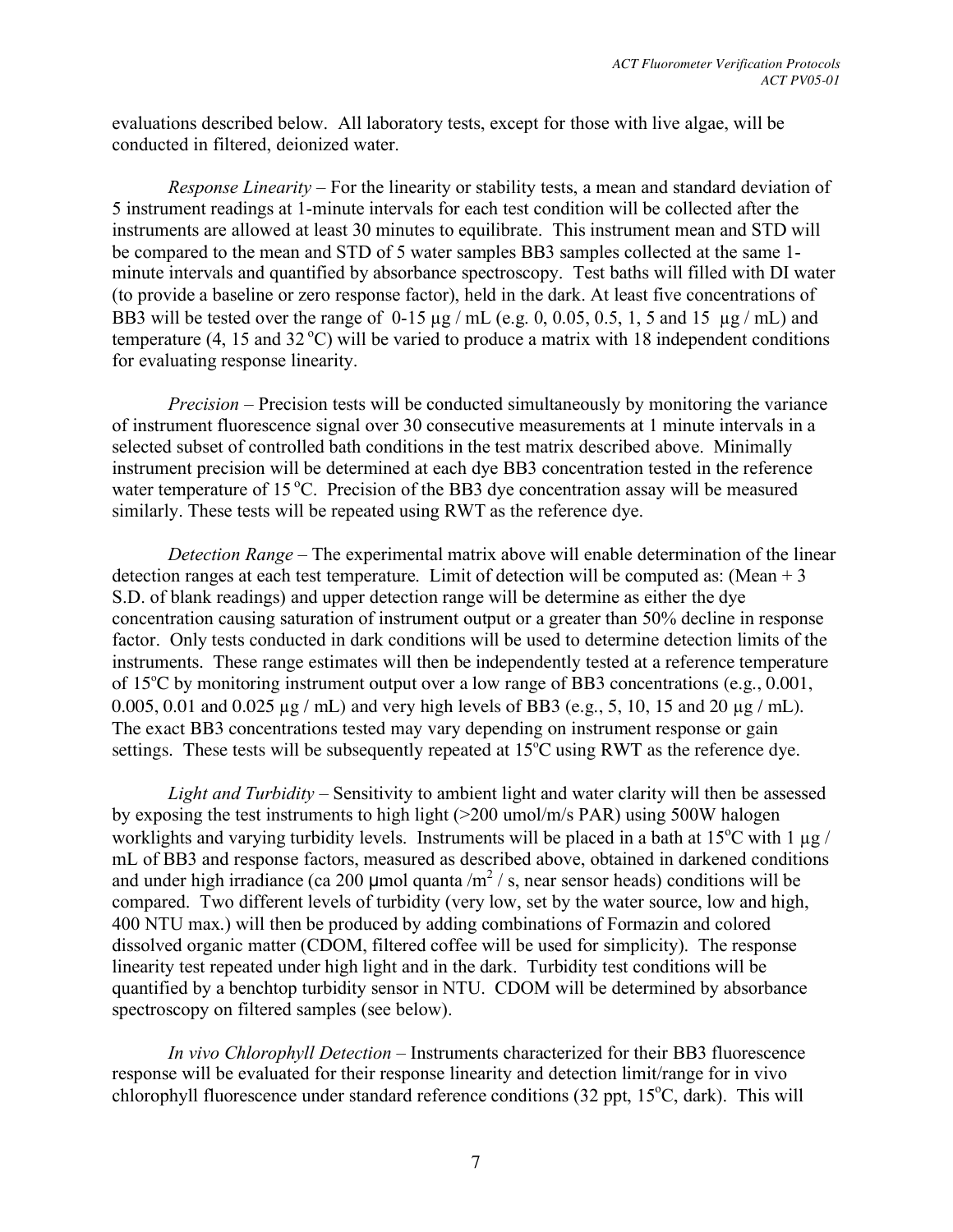evaluations described below. All laboratory tests, except for those with live algae, will be conducted in filtered, deionized water.

*Response Linearity* – For the linearity or stability tests, a mean and standard deviation of 5 instrument readings at 1-minute intervals for each test condition will be collected after the instruments are allowed at least 30 minutes to equilibrate. This instrument mean and STD will be compared to the mean and STD of 5 water samples BB3 samples collected at the same 1-minute intervals and quantified by absorbance spectroscopy. Test baths will filled with DI water (to provide a baseline or zero response factor), held in the dark. At least five concentrations of BB3 will be tested over the range of 0-15 µg / mL (e.g. 0, 0.05, 0.5, 1, 5 and 15 µg / mL) and temperature (4, 15 and 32 °C) will be varied to produce a matrix with 18 independent conditions for evaluating response linearity.

*Precision* – Precision tests will be conducted simultaneously by monitoring the variance of instrument fluorescence signal over 30 consecutive measurements at 1 minute intervals in a selected subset of controlled bath conditions in the test matrix described above. Minimally instrument precision will be determined at each dye BB3 concentration tested in the reference water temperature of 15 °C. Precision of the BB3 dye concentration assay will be measured similarly. These tests will be repeated using RWT as the reference dye.

*Detection Range* – The experimental matrix above will enable determination of the linear detection ranges at each test temperature. Limit of detection will be computed as: (Mean + 3 S.D. of blank readings) and upper detection range will be determine as either the dye concentration causing saturation of instrument output or a greater than 50% decline in response factor. Only tests conducted in dark conditions will be used to determine detection limits of the instruments. These range estimates will then be independently tested at a reference temperature of 15°C by monitoring instrument output over a low range of BB3 concentrations (e.g., 0.001, 0.005, 0.01 and 0.025 µg / mL) and very high levels of BB3 (e.g., 5, 10, 15 and 20 µg / mL). The exact BB3 concentrations tested may vary depending on instrument response or gain settings. These tests will be subsequently repeated at 15°C using RWT as the reference dye.

*Light and Turbidity* – Sensitivity to ambient light and water clarity will then be assessed by exposing the test instruments to high light (>200 umol/m/s PAR) using 500W halogen worklights and varying turbidity levels. Instruments will be placed in a bath at 15°C with 1 µg / mL of BB3 and response factors, measured as described above, obtained in darkened conditions and under high irradiance (ca 200 µmol quanta /$m^2$ / s, near sensor heads) conditions will be compared. Two different levels of turbidity (very low, set by the water source, low and high, 400 NTU max.) will then be produced by adding combinations of Formazin and colored dissolved organic matter (CDOM, filtered coffee will be used for simplicity). The response linearity test repeated under high light and in the dark. Turbidity test conditions will be quantified by a benchtop turbidity sensor in NTU. CDOM will be determined by absorbance spectroscopy on filtered samples (see below).

*In vivo Chlorophyll Detection* – Instruments characterized for their BB3 fluorescence response will be evaluated for their response linearity and detection limit/range for in vivo chlorophyll fluorescence under standard reference conditions (32 ppt, 15°C, dark). This will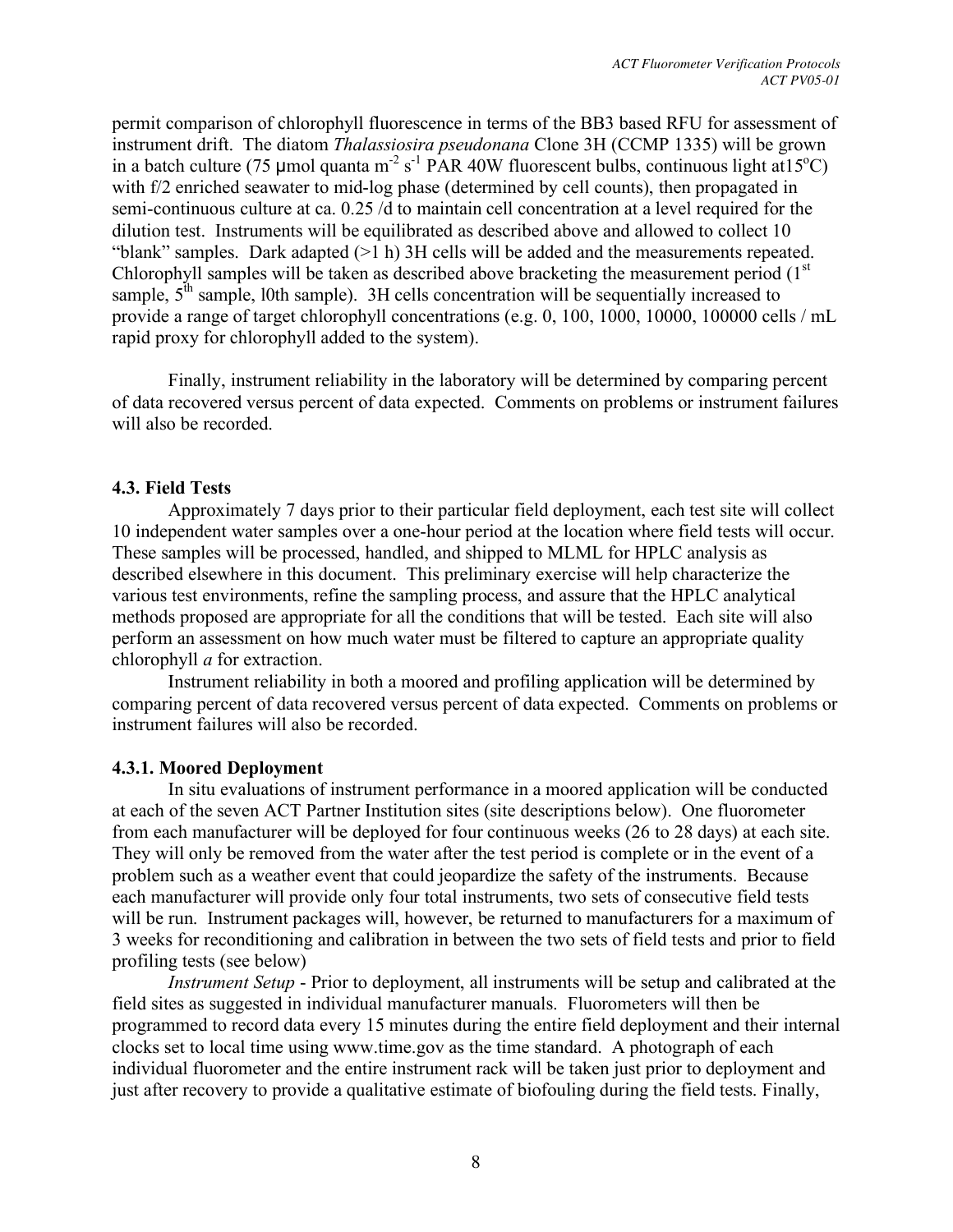permit comparison of chlorophyll fluorescence in terms of the BB3 based RFU for assessment of instrument drift. The diatom *Thalassiosira pseudonana* Clone 3H (CCMP 1335) will be grown in a batch culture (75 μmol quanta $m^{-2}$ $s^{-1}$ PAR 40W fluorescent bulbs, continuous light at15$^{o}$C) with f/2 enriched seawater to mid-log phase (determined by cell counts), then propagated in semi-continuous culture at ca. 0.25 /d to maintain cell concentration at a level required for the dilution test. Instruments will be equilibrated as described above and allowed to collect 10 "blank" samples. Dark adapted (>1 h) 3H cells will be added and the measurements repeated. Chlorophyll samples will be taken as described above bracketing the measurement period (1$^{st}$ sample, 5$^{th}$ sample, l0th sample). 3H cells concentration will be sequentially increased to provide a range of target chlorophyll concentrations (e.g. 0, 100, 1000, 10000, 100000 cells / mL rapid proxy for chlorophyll added to the system).

Finally, instrument reliability in the laboratory will be determined by comparing percent of data recovered versus percent of data expected. Comments on problems or instrument failures will also be recorded.

### 4.3. Field Tests

Approximately 7 days prior to their particular field deployment, each test site will collect 10 independent water samples over a one-hour period at the location where field tests will occur. These samples will be processed, handled, and shipped to MLML for HPLC analysis as described elsewhere in this document. This preliminary exercise will help characterize the various test environments, refine the sampling process, and assure that the HPLC analytical methods proposed are appropriate for all the conditions that will be tested. Each site will also perform an assessment on how much water must be filtered to capture an appropriate quality chlorophyll *a* for extraction.

Instrument reliability in both a moored and profiling application will be determined by comparing percent of data recovered versus percent of data expected. Comments on problems or instrument failures will also be recorded.

#### 4.3.1. Moored Deployment

In situ evaluations of instrument performance in a moored application will be conducted at each of the seven ACT Partner Institution sites (site descriptions below). One fluorometer from each manufacturer will be deployed for four continuous weeks (26 to 28 days) at each site. They will only be removed from the water after the test period is complete or in the event of a problem such as a weather event that could jeopardize the safety of the instruments. Because each manufacturer will provide only four total instruments, two sets of consecutive field tests will be run. Instrument packages will, however, be returned to manufacturers for a maximum of 3 weeks for reconditioning and calibration in between the two sets of field tests and prior to field profiling tests (see below)

*Instrument Setup* - Prior to deployment, all instruments will be setup and calibrated at the field sites as suggested in individual manufacturer manuals. Fluorometers will then be programmed to record data every 15 minutes during the entire field deployment and their internal clocks set to local time using www.time.gov as the time standard. A photograph of each individual fluorometer and the entire instrument rack will be taken just prior to deployment and just after recovery to provide a qualitative estimate of biofouling during the field tests. Finally,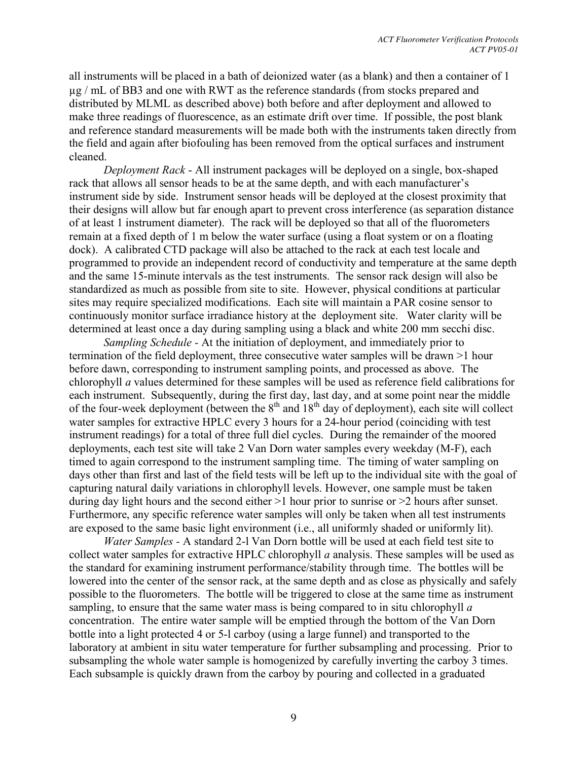all instruments will be placed in a bath of deionized water (as a blank) and then a container of 1 μg / mL of BB3 and one with RWT as the reference standards (from stocks prepared and distributed by MLML as described above) both before and after deployment and allowed to make three readings of fluorescence, as an estimate drift over time. If possible, the post blank and reference standard measurements will be made both with the instruments taken directly from the field and again after biofouling has been removed from the optical surfaces and instrument cleaned.

*Deployment Rack* - All instrument packages will be deployed on a single, box-shaped rack that allows all sensor heads to be at the same depth, and with each manufacturer's instrument side by side. Instrument sensor heads will be deployed at the closest proximity that their designs will allow but far enough apart to prevent cross interference (as separation distance of at least 1 instrument diameter). The rack will be deployed so that all of the fluorometers remain at a fixed depth of 1 m below the water surface (using a float system or on a floating dock). A calibrated CTD package will also be attached to the rack at each test locale and programmed to provide an independent record of conductivity and temperature at the same depth and the same 15-minute intervals as the test instruments. The sensor rack design will also be standardized as much as possible from site to site. However, physical conditions at particular sites may require specialized modifications. Each site will maintain a PAR cosine sensor to continuously monitor surface irradiance history at the deployment site. Water clarity will be determined at least once a day during sampling using a black and white 200 mm secchi disc.

*Sampling Schedule* - At the initiation of deployment, and immediately prior to termination of the field deployment, three consecutive water samples will be drawn >1 hour before dawn, corresponding to instrument sampling points, and processed as above. The chlorophyll *a* values determined for these samples will be used as reference field calibrations for each instrument. Subsequently, during the first day, last day, and at some point near the middle of the four-week deployment (between the 8th and 18th day of deployment), each site will collect water samples for extractive HPLC every 3 hours for a 24-hour period (coinciding with test instrument readings) for a total of three full diel cycles. During the remainder of the moored deployments, each test site will take 2 Van Dorn water samples every weekday (M-F), each timed to again correspond to the instrument sampling time. The timing of water sampling on days other than first and last of the field tests will be left up to the individual site with the goal of capturing natural daily variations in chlorophyll levels. However, one sample must be taken during day light hours and the second either >1 hour prior to sunrise or >2 hours after sunset. Furthermore, any specific reference water samples will only be taken when all test instruments are exposed to the same basic light environment (i.e., all uniformly shaded or uniformly lit).

*Water Samples* - A standard 2-l Van Dorn bottle will be used at each field test site to collect water samples for extractive HPLC chlorophyll *a* analysis. These samples will be used as the standard for examining instrument performance/stability through time. The bottles will be lowered into the center of the sensor rack, at the same depth and as close as physically and safely possible to the fluorometers. The bottle will be triggered to close at the same time as instrument sampling, to ensure that the same water mass is being compared to in situ chlorophyll *a* concentration. The entire water sample will be emptied through the bottom of the Van Dorn bottle into a light protected 4 or 5-l carboy (using a large funnel) and transported to the laboratory at ambient in situ water temperature for further subsampling and processing. Prior to subsampling the whole water sample is homogenized by carefully inverting the carboy 3 times. Each subsample is quickly drawn from the carboy by pouring and collected in a graduated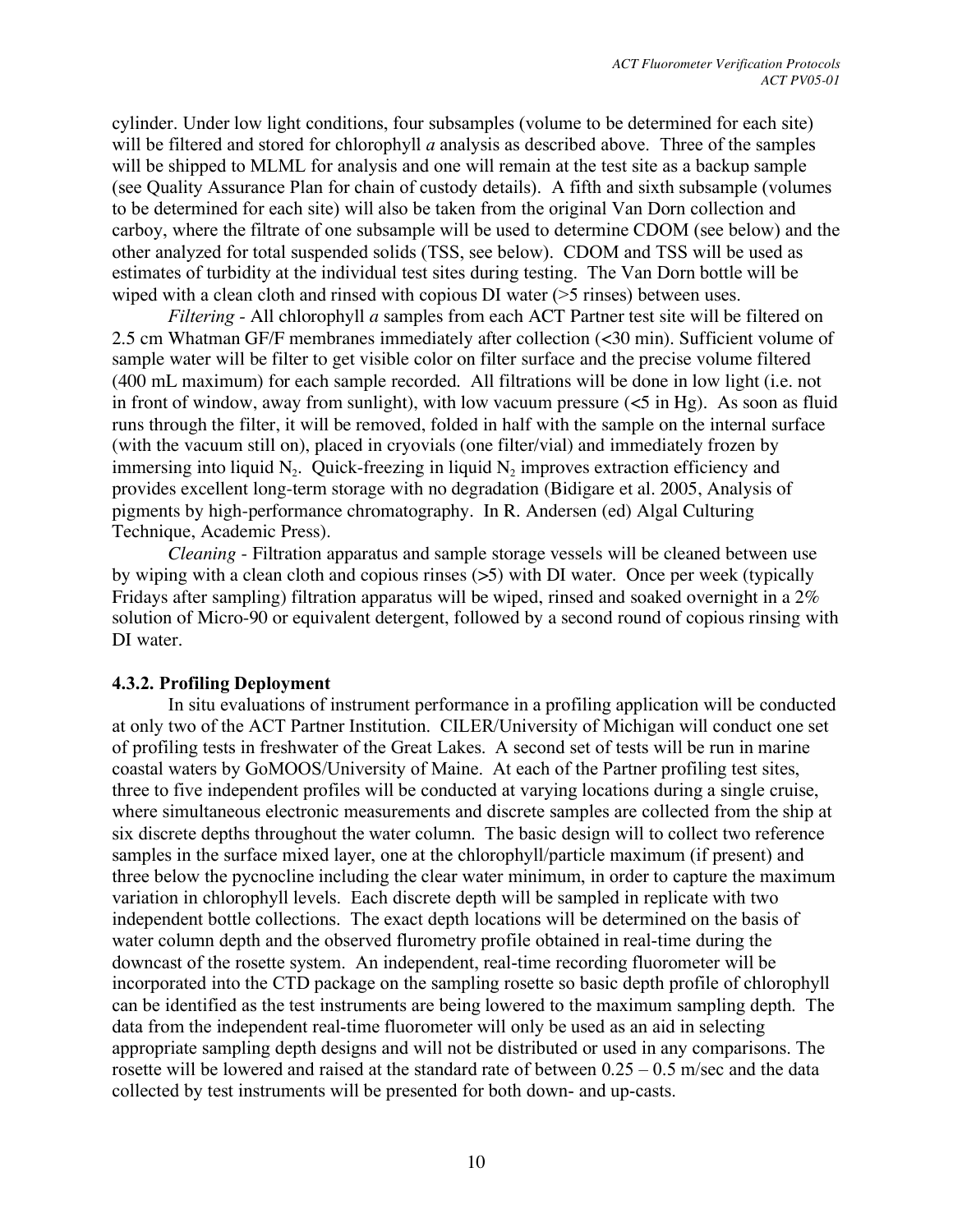cylinder. Under low light conditions, four subsamples (volume to be determined for each site) will be filtered and stored for chlorophyll *a* analysis as described above. Three of the samples will be shipped to MLML for analysis and one will remain at the test site as a backup sample (see Quality Assurance Plan for chain of custody details). A fifth and sixth subsample (volumes to be determined for each site) will also be taken from the original Van Dorn collection and carboy, where the filtrate of one subsample will be used to determine CDOM (see below) and the other analyzed for total suspended solids (TSS, see below). CDOM and TSS will be used as estimates of turbidity at the individual test sites during testing. The Van Dorn bottle will be wiped with a clean cloth and rinsed with copious DI water (>5 rinses) between uses.

*Filtering* - All chlorophyll *a* samples from each ACT Partner test site will be filtered on 2.5 cm Whatman GF/F membranes immediately after collection (<30 min). Sufficient volume of sample water will be filter to get visible color on filter surface and the precise volume filtered (400 mL maximum) for each sample recorded. All filtrations will be done in low light (i.e. not in front of window, away from sunlight), with low vacuum pressure (<5 in Hg). As soon as fluid runs through the filter, it will be removed, folded in half with the sample on the internal surface (with the vacuum still on), placed in cryovials (one filter/vial) and immediately frozen by immersing into liquid $N_2$. Quick-freezing in liquid $N_2$ improves extraction efficiency and provides excellent long-term storage with no degradation (Bidigare et al. 2005, Analysis of pigments by high-performance chromatography. In R. Andersen (ed) Algal Culturing Technique, Academic Press).

*Cleaning* - Filtration apparatus and sample storage vessels will be cleaned between use by wiping with a clean cloth and copious rinses (>5) with DI water. Once per week (typically Fridays after sampling) filtration apparatus will be wiped, rinsed and soaked overnight in a 2% solution of Micro-90 or equivalent detergent, followed by a second round of copious rinsing with DI water.

### 4.3.2. Profiling Deployment

In situ evaluations of instrument performance in a profiling application will be conducted at only two of the ACT Partner Institution. CILER/University of Michigan will conduct one set of profiling tests in freshwater of the Great Lakes. A second set of tests will be run in marine coastal waters by GoMOOS/University of Maine. At each of the Partner profiling test sites, three to five independent profiles will be conducted at varying locations during a single cruise, where simultaneous electronic measurements and discrete samples are collected from the ship at six discrete depths throughout the water column. The basic design will to collect two reference samples in the surface mixed layer, one at the chlorophyll/particle maximum (if present) and three below the pycnocline including the clear water minimum, in order to capture the maximum variation in chlorophyll levels. Each discrete depth will be sampled in replicate with two independent bottle collections. The exact depth locations will be determined on the basis of water column depth and the observed flurometry profile obtained in real-time during the downcast of the rosette system. An independent, real-time recording fluorometer will be incorporated into the CTD package on the sampling rosette so basic depth profile of chlorophyll can be identified as the test instruments are being lowered to the maximum sampling depth. The data from the independent real-time fluorometer will only be used as an aid in selecting appropriate sampling depth designs and will not be distributed or used in any comparisons. The rosette will be lowered and raised at the standard rate of between 0.25 – 0.5 m/sec and the data collected by test instruments will be presented for both down- and up-casts.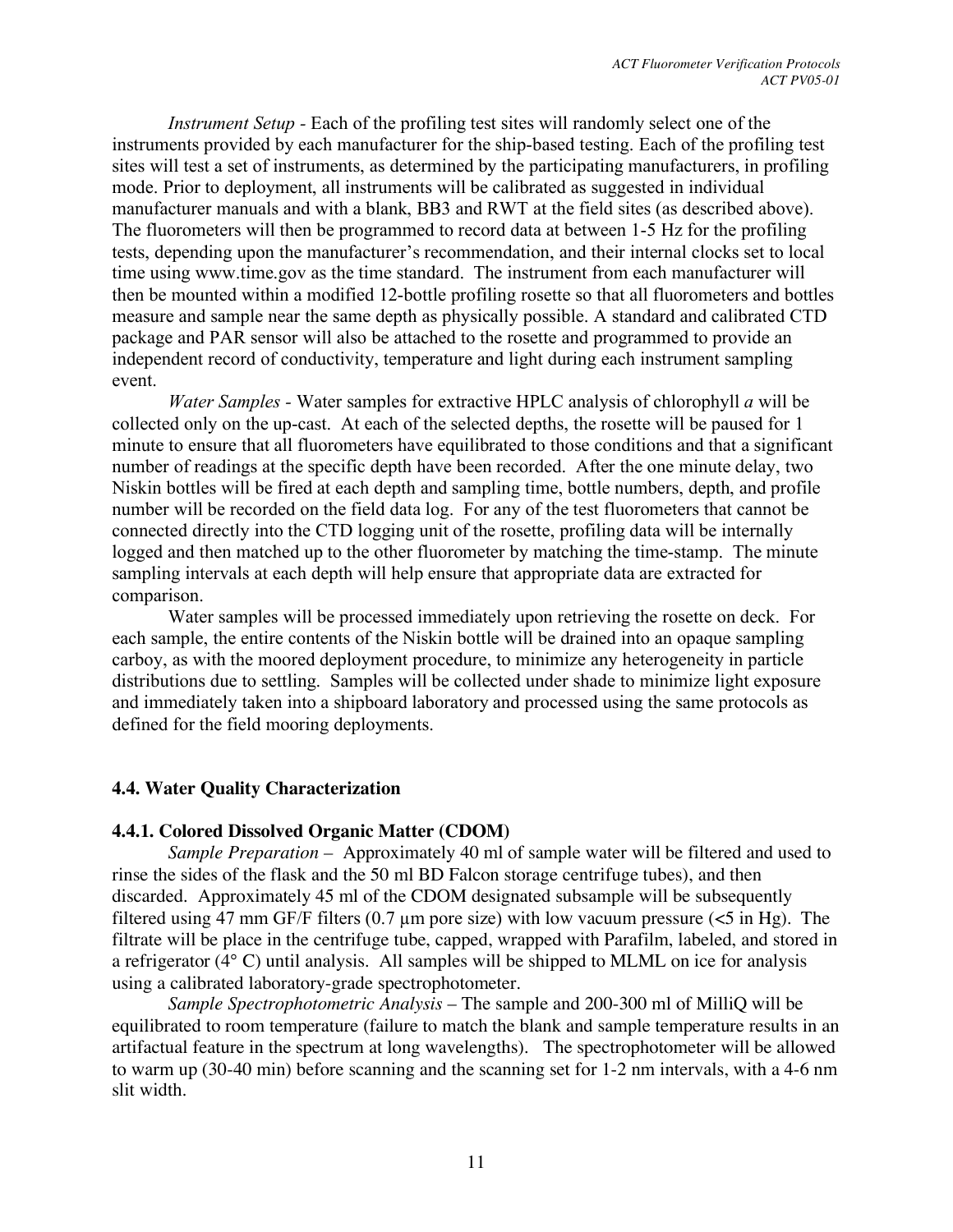*Instrument Setup* - Each of the profiling test sites will randomly select one of the instruments provided by each manufacturer for the ship-based testing. Each of the profiling test sites will test a set of instruments, as determined by the participating manufacturers, in profiling mode. Prior to deployment, all instruments will be calibrated as suggested in individual manufacturer manuals and with a blank, BB3 and RWT at the field sites (as described above). The fluorometers will then be programmed to record data at between 1-5 Hz for the profiling tests, depending upon the manufacturer's recommendation, and their internal clocks set to local time using www.time.gov as the time standard. The instrument from each manufacturer will then be mounted within a modified 12-bottle profiling rosette so that all fluorometers and bottles measure and sample near the same depth as physically possible. A standard and calibrated CTD package and PAR sensor will also be attached to the rosette and programmed to provide an independent record of conductivity, temperature and light during each instrument sampling event.

*Water Samples* - Water samples for extractive HPLC analysis of chlorophyll *a* will be collected only on the up-cast. At each of the selected depths, the rosette will be paused for 1 minute to ensure that all fluorometers have equilibrated to those conditions and that a significant number of readings at the specific depth have been recorded. After the one minute delay, two Niskin bottles will be fired at each depth and sampling time, bottle numbers, depth, and profile number will be recorded on the field data log. For any of the test fluorometers that cannot be connected directly into the CTD logging unit of the rosette, profiling data will be internally logged and then matched up to the other fluorometer by matching the time-stamp. The minute sampling intervals at each depth will help ensure that appropriate data are extracted for comparison.

Water samples will be processed immediately upon retrieving the rosette on deck. For each sample, the entire contents of the Niskin bottle will be drained into an opaque sampling carboy, as with the moored deployment procedure, to minimize any heterogeneity in particle distributions due to settling. Samples will be collected under shade to minimize light exposure and immediately taken into a shipboard laboratory and processed using the same protocols as defined for the field mooring deployments.

### 4.4. Water Quality Characterization

#### 4.4.1. Colored Dissolved Organic Matter (CDOM)

*Sample Preparation* – Approximately 40 ml of sample water will be filtered and used to rinse the sides of the flask and the 50 ml BD Falcon storage centrifuge tubes), and then discarded. Approximately 45 ml of the CDOM designated subsample will be subsequently filtered using 47 mm GF/F filters (0.7 µm pore size) with low vacuum pressure (<5 in Hg). The filtrate will be place in the centrifuge tube, capped, wrapped with Parafilm, labeled, and stored in a refrigerator (4° C) until analysis. All samples will be shipped to MLML on ice for analysis using a calibrated laboratory-grade spectrophotometer.

*Sample Spectrophotometric Analysis* – The sample and 200-300 ml of MilliQ will be equilibrated to room temperature (failure to match the blank and sample temperature results in an artifactual feature in the spectrum at long wavelengths). The spectrophotometer will be allowed to warm up (30-40 min) before scanning and the scanning set for 1-2 nm intervals, with a 4-6 nm slit width.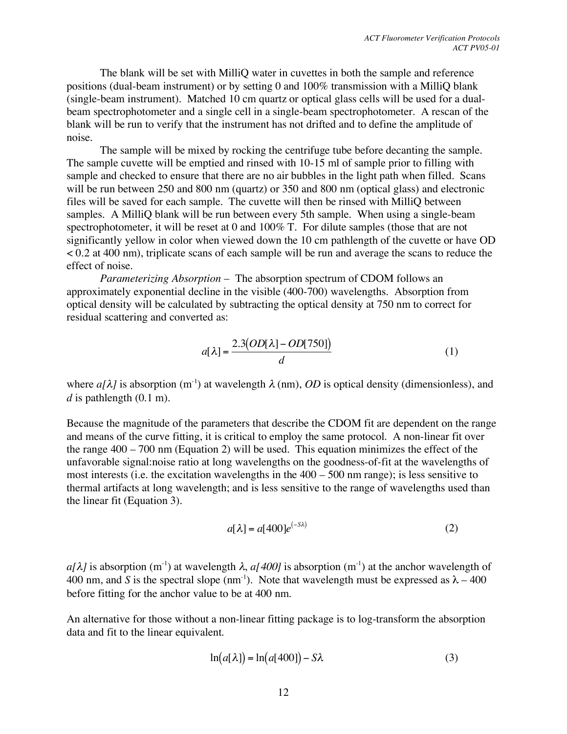The blank will be set with MilliQ water in cuvettes in both the sample and reference positions (dual-beam instrument) or by setting 0 and 100% transmission with a MilliQ blank (single-beam instrument). Matched 10 cm quartz or optical glass cells will be used for a dual-beam spectrophotometer and a single cell in a single-beam spectrophotometer. A rescan of the blank will be run to verify that the instrument has not drifted and to define the amplitude of noise.

The sample will be mixed by rocking the centrifuge tube before decanting the sample. The sample cuvette will be emptied and rinsed with 10-15 ml of sample prior to filling with sample and checked to ensure that there are no air bubbles in the light path when filled. Scans will be run between 250 and 800 nm (quartz) or 350 and 800 nm (optical glass) and electronic files will be saved for each sample. The cuvette will then be rinsed with MilliQ between samples. A MilliQ blank will be run between every 5th sample. When using a single-beam spectrophotometer, it will be reset at 0 and 100% T. For dilute samples (those that are not significantly yellow in color when viewed down the 10 cm pathlength of the cuvette or have OD < 0.2 at 400 nm), triplicate scans of each sample will be run and average the scans to reduce the effect of noise.

*Parameterizing Absorption* – The absorption spectrum of CDOM follows an approximately exponential decline in the visible (400-700) wavelengths. Absorption from optical density will be calculated by subtracting the optical density at 750 nm to correct for residual scattering and converted as:

$$a[\lambda] = \frac{2.3\left(OD[\lambda] - OD[750]\right)}{d} \tag{1}$$

where $a[\lambda]$ is absorption ($m^{-1}$) at wavelength $\lambda$ (nm), *OD* is optical density (dimensionless), and $d$ is pathlength (0.1 m).

Because the magnitude of the parameters that describe the CDOM fit are dependent on the range and means of the curve fitting, it is critical to employ the same protocol. A non-linear fit over the range 400 – 700 nm (Equation 2) will be used. This equation minimizes the effect of the unfavorable signal:noise ratio at long wavelengths on the goodness-of-fit at the wavelengths of most interests (i.e. the excitation wavelengths in the 400 – 500 nm range); is less sensitive to thermal artifacts at long wavelength; and is less sensitive to the range of wavelengths used than the linear fit (Equation 3).

$$a[\lambda] = a[400]e^{(-S\lambda)} \tag{2}$$

$a[\lambda]$ is absorption ($m^{-1}$) at wavelength $\lambda$, $a[400]$ is absorption ($m^{-1}$) at the anchor wavelength of 400 nm, and $S$ is the spectral slope ($nm^{-1}$). Note that wavelength must be expressed as $\lambda - 400$ before fitting for the anchor value to be at 400 nm.

An alternative for those without a non-linear fitting package is to log-transform the absorption data and fit to the linear equivalent.

$$\ln\left(a[\lambda]\right) = \ln\left(a[400]\right) - S\lambda \tag{3}$$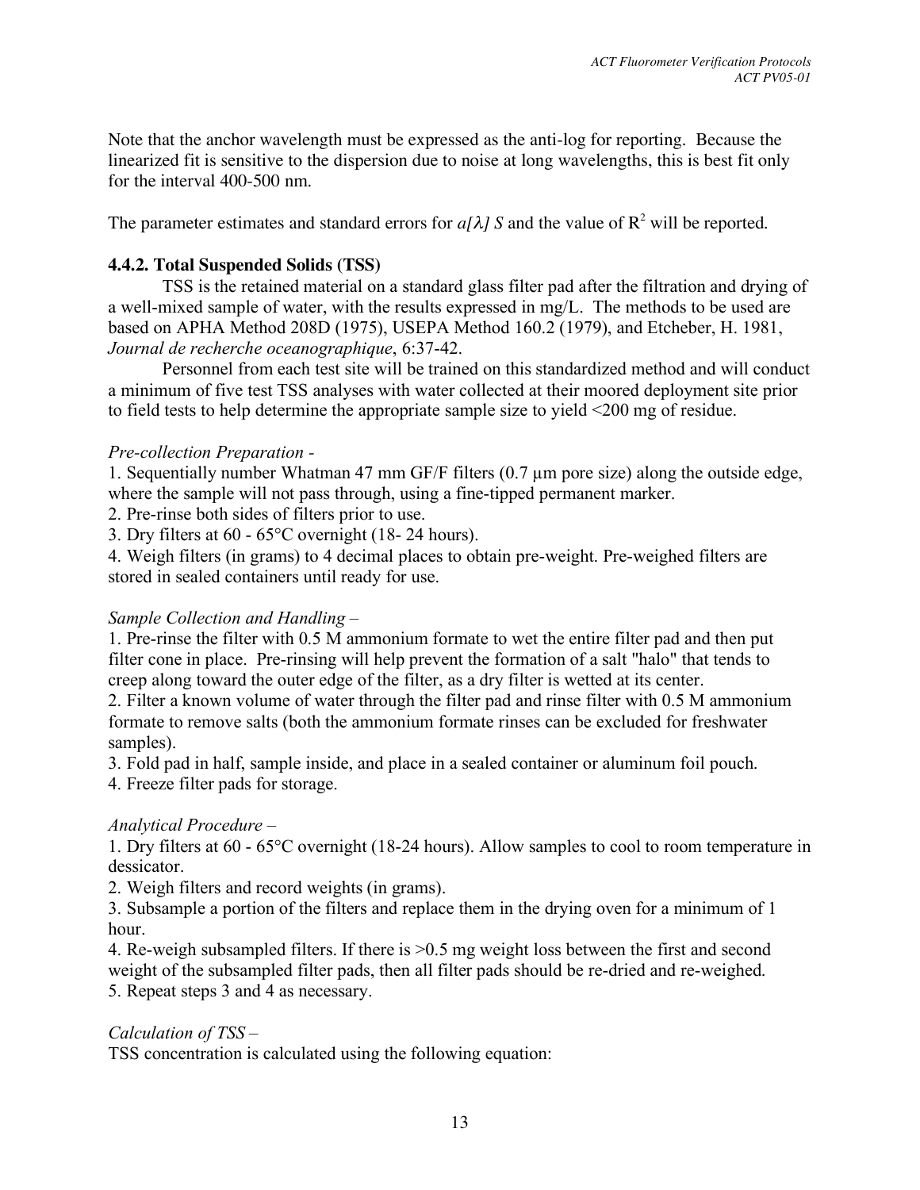Note that the anchor wavelength must be expressed as the anti-log for reporting. Because the linearized fit is sensitive to the dispersion due to noise at long wavelengths, this is best fit only for the interval 400-500 nm.

The parameter estimates and standard errors for $a[\lambda]$ $S$ and the value of $R^2$ will be reported.

### 4.4.2. Total Suspended Solids (TSS)

TSS is the retained material on a standard glass filter pad after the filtration and drying of a well-mixed sample of water, with the results expressed in mg/L. The methods to be used are based on APHA Method 208D (1975), USEPA Method 160.2 (1979), and Etcheber, H. 1981, *Journal de recherche oceanographique*, 6:37-42.

Personnel from each test site will be trained on this standardized method and will conduct a minimum of five test TSS analyses with water collected at their moored deployment site prior to field tests to help determine the appropriate sample size to yield <200 mg of residue.

*Pre-collection Preparation -*

1. Sequentially number Whatman 47 mm GF/F filters (0.7 µm pore size) along the outside edge, where the sample will not pass through, using a fine-tipped permanent marker.
2. Pre-rinse both sides of filters prior to use.
3. Dry filters at 60 - 65°C overnight (18- 24 hours).
4. Weigh filters (in grams) to 4 decimal places to obtain pre-weight. Pre-weighed filters are stored in sealed containers until ready for use.

*Sample Collection and Handling –*

1. Pre-rinse the filter with 0.5 M ammonium formate to wet the entire filter pad and then put filter cone in place. Pre-rinsing will help prevent the formation of a salt "halo" that tends to creep along toward the outer edge of the filter, as a dry filter is wetted at its center.
2. Filter a known volume of water through the filter pad and rinse filter with 0.5 M ammonium formate to remove salts (both the ammonium formate rinses can be excluded for freshwater samples).
3. Fold pad in half, sample inside, and place in a sealed container or aluminum foil pouch.
4. Freeze filter pads for storage.

*Analytical Procedure –*

1. Dry filters at 60 - 65°C overnight (18-24 hours). Allow samples to cool to room temperature in dessicator.
2. Weigh filters and record weights (in grams).
3. Subsample a portion of the filters and replace them in the drying oven for a minimum of 1 hour.
4. Re-weigh subsampled filters. If there is >0.5 mg weight loss between the first and second weight of the subsampled filter pads, then all filter pads should be re-dried and re-weighed.
5. Repeat steps 3 and 4 as necessary.

*Calculation of TSS –*

TSS concentration is calculated using the following equation: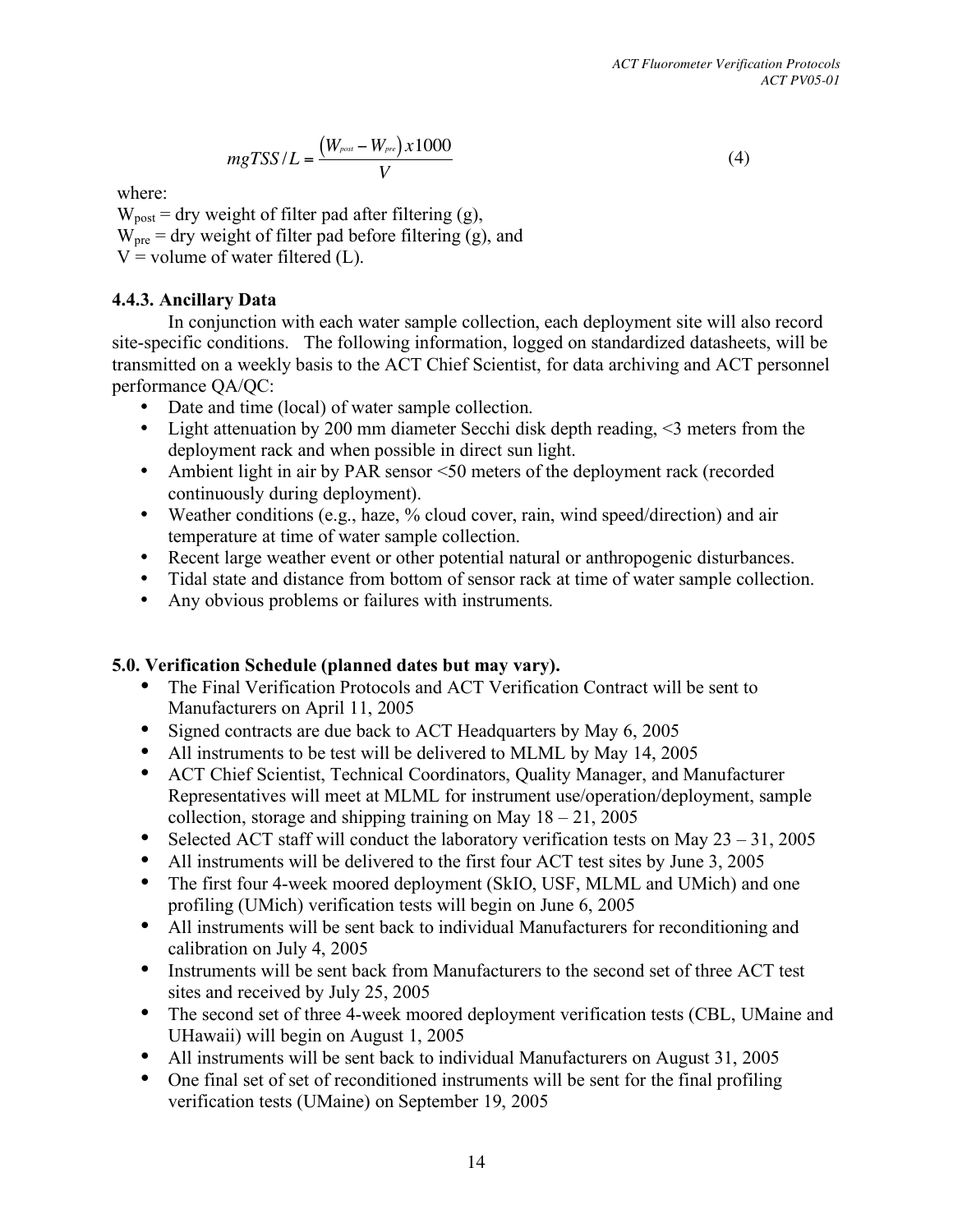$$mgTSS/L = \frac{(W_{post} - W_{pre})x1000}{V} \tag{4}$$

where:

$W_{post}$ = dry weight of filter pad after filtering (g),
$W_{pre}$ = dry weight of filter pad before filtering (g), and
$V$ = volume of water filtered (L).

#### 4.4.3. Ancillary Data

In conjunction with each water sample collection, each deployment site will also record site-specific conditions. The following information, logged on standardized datasheets, will be transmitted on a weekly basis to the ACT Chief Scientist, for data archiving and ACT personnel performance QA/QC:

- Date and time (local) of water sample collection.
- Light attenuation by 200 mm diameter Secchi disk depth reading, <3 meters from the deployment rack and when possible in direct sun light.
- Ambient light in air by PAR sensor <50 meters of the deployment rack (recorded continuously during deployment).
- Weather conditions (e.g., haze, % cloud cover, rain, wind speed/direction) and air temperature at time of water sample collection.
- Recent large weather event or other potential natural or anthropogenic disturbances.
- Tidal state and distance from bottom of sensor rack at time of water sample collection.
- Any obvious problems or failures with instruments.

## 5.0. Verification Schedule (planned dates but may vary).

- The Final Verification Protocols and ACT Verification Contract will be sent to Manufacturers on April 11, 2005
- Signed contracts are due back to ACT Headquarters by May 6, 2005
- All instruments to be test will be delivered to MLML by May 14, 2005
- ACT Chief Scientist, Technical Coordinators, Quality Manager, and Manufacturer Representatives will meet at MLML for instrument use/operation/deployment, sample collection, storage and shipping training on May 18 – 21, 2005
- Selected ACT staff will conduct the laboratory verification tests on May 23 – 31, 2005
- All instruments will be delivered to the first four ACT test sites by June 3, 2005
- The first four 4-week moored deployment (SkIO, USF, MLML and UMich) and one profiling (UMich) verification tests will begin on June 6, 2005
- All instruments will be sent back to individual Manufacturers for reconditioning and calibration on July 4, 2005
- Instruments will be sent back from Manufacturers to the second set of three ACT test sites and received by July 25, 2005
- The second set of three 4-week moored deployment verification tests (CBL, UMaine and UHawaii) will begin on August 1, 2005
- All instruments will be sent back to individual Manufacturers on August 31, 2005
- One final set of set of reconditioned instruments will be sent for the final profiling verification tests (UMaine) on September 19, 2005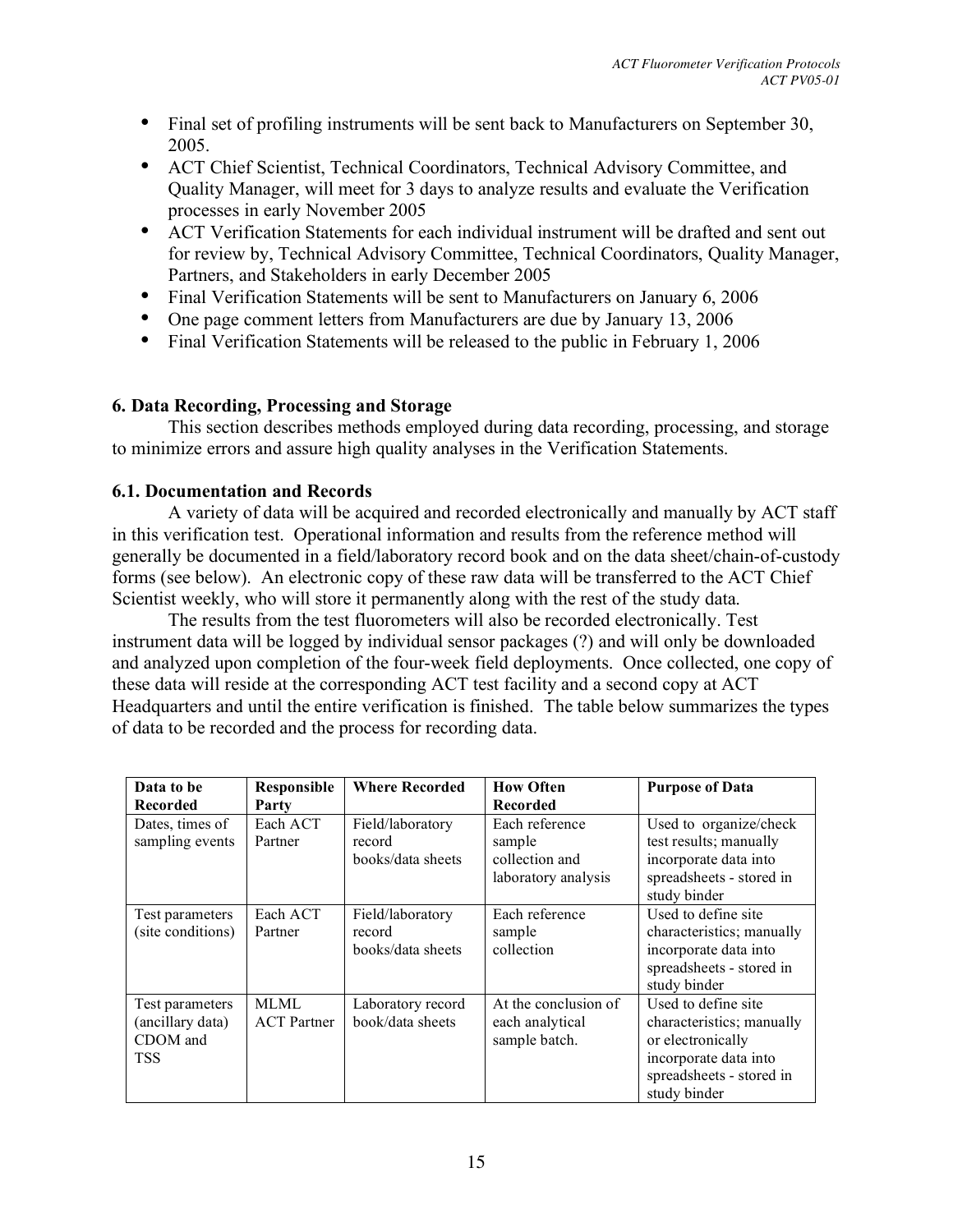- Final set of profiling instruments will be sent back to Manufacturers on September 30, 2005.
- ACT Chief Scientist, Technical Coordinators, Technical Advisory Committee, and Quality Manager, will meet for 3 days to analyze results and evaluate the Verification processes in early November 2005
- ACT Verification Statements for each individual instrument will be drafted and sent out for review by, Technical Advisory Committee, Technical Coordinators, Quality Manager, Partners, and Stakeholders in early December 2005
- Final Verification Statements will be sent to Manufacturers on January 6, 2006
- One page comment letters from Manufacturers are due by January 13, 2006
- Final Verification Statements will be released to the public in February 1, 2006

### 6. Data Recording, Processing and Storage

This section describes methods employed during data recording, processing, and storage to minimize errors and assure high quality analyses in the Verification Statements.

#### 6.1. Documentation and Records

A variety of data will be acquired and recorded electronically and manually by ACT staff in this verification test. Operational information and results from the reference method will generally be documented in a field/laboratory record book and on the data sheet/chain-of-custody forms (see below). An electronic copy of these raw data will be transferred to the ACT Chief Scientist weekly, who will store it permanently along with the rest of the study data.

The results from the test fluorometers will also be recorded electronically. Test instrument data will be logged by individual sensor packages (?) and will only be downloaded and analyzed upon completion of the four-week field deployments. Once collected, one copy of these data will reside at the corresponding ACT test facility and a second copy at ACT Headquarters and until the entire verification is finished. The table below summarizes the types of data to be recorded and the process for recording data.

| Data to be Recorded | Responsible Party | Where Recorded | How Often Recorded | Purpose of Data |
|---|---|---|---|---|
| Dates, times of sampling events | Each ACT Partner | Field/laboratory record books/data sheets | Each reference sample collection and laboratory analysis | Used to organize/check test results; manually incorporate data into spreadsheets - stored in study binder |
| Test parameters (site conditions) | Each ACT Partner | Field/laboratory record books/data sheets | Each reference sample collection | Used to define site characteristics; manually incorporate data into spreadsheets - stored in study binder |
| Test parameters (ancillary data) CDOM and TSS | MLML ACT Partner | Laboratory record book/data sheets | At the conclusion of each analytical sample batch. | Used to define site characteristics; manually or electronically incorporate data into spreadsheets - stored in study binder |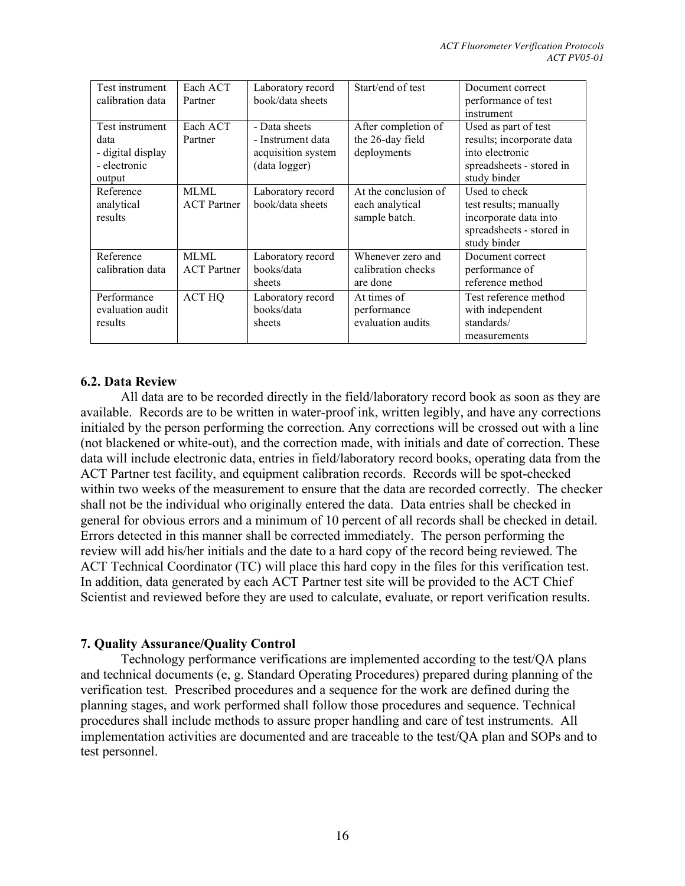| Test instrument calibration data | Each ACT Partner | Laboratory record book/data sheets | Start/end of test | Document correct performance of test instrument |
|---|---|---|---|---|
| Test instrument data - digital display - electronic output | Each ACT Partner | - Data sheets - Instrument data acquisition system (data logger) | After completion of the 26-day field deployments | Used as part of test results; incorporate data into electronic spreadsheets - stored in study binder |
| Reference analytical results | MLML ACT Partner | Laboratory record book/data sheets | At the conclusion of each analytical sample batch. | Used to check test results; manually incorporate data into spreadsheets - stored in study binder |
| Reference calibration data | MLML ACT Partner | Laboratory record books/data sheets | Whenever zero and calibration checks are done | Document correct performance of reference method |
| Performance evaluation audit results | ACT HQ | Laboratory record books/data sheets | At times of performance evaluation audits | Test reference method with independent standards/ measurements |

### 6.2. Data Review

All data are to be recorded directly in the field/laboratory record book as soon as they are available. Records are to be written in water-proof ink, written legibly, and have any corrections initialed by the person performing the correction. Any corrections will be crossed out with a line (not blackened or white-out), and the correction made, with initials and date of correction. These data will include electronic data, entries in field/laboratory record books, operating data from the ACT Partner test facility, and equipment calibration records. Records will be spot-checked within two weeks of the measurement to ensure that the data are recorded correctly. The checker shall not be the individual who originally entered the data. Data entries shall be checked in general for obvious errors and a minimum of 10 percent of all records shall be checked in detail. Errors detected in this manner shall be corrected immediately. The person performing the review will add his/her initials and the date to a hard copy of the record being reviewed. The ACT Technical Coordinator (TC) will place this hard copy in the files for this verification test. In addition, data generated by each ACT Partner test site will be provided to the ACT Chief Scientist and reviewed before they are used to calculate, evaluate, or report verification results.

## 7. Quality Assurance/Quality Control

Technology performance verifications are implemented according to the test/QA plans and technical documents (e, g. Standard Operating Procedures) prepared during planning of the verification test. Prescribed procedures and a sequence for the work are defined during the planning stages, and work performed shall follow those procedures and sequence. Technical procedures shall include methods to assure proper handling and care of test instruments. All implementation activities are documented and are traceable to the test/QA plan and SOPs and to test personnel.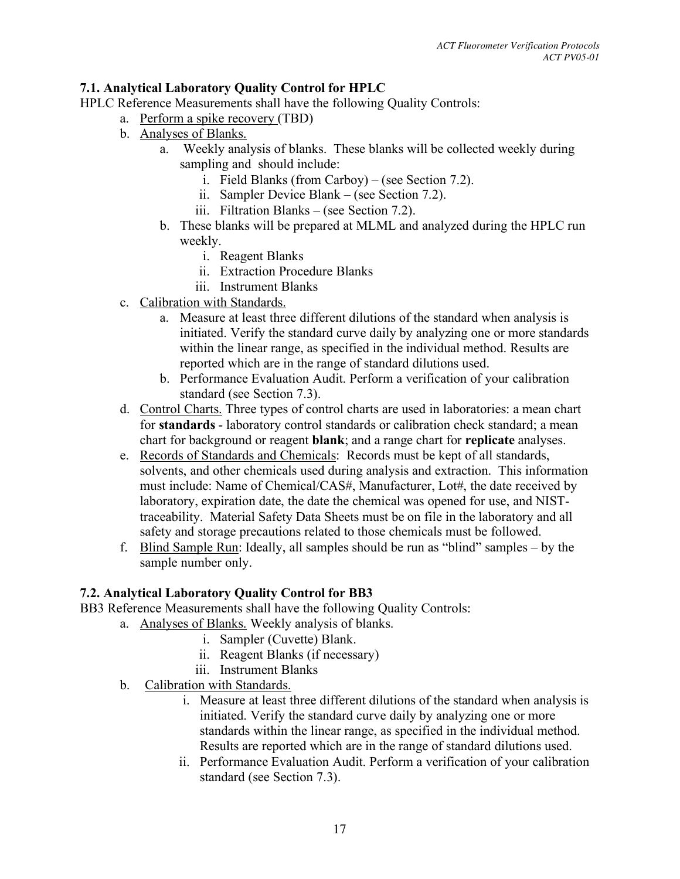### 7.1. Analytical Laboratory Quality Control for HPLC

HPLC Reference Measurements shall have the following Quality Controls:

a. Perform a spike recovery (TBD)
b. Analyses of Blanks.
    a. Weekly analysis of blanks. These blanks will be collected weekly during sampling and should include:
        i. Field Blanks (from Carboy) – (see Section 7.2).
        ii. Sampler Device Blank – (see Section 7.2).
        iii. Filtration Blanks – (see Section 7.2).
    b. These blanks will be prepared at MLML and analyzed during the HPLC run weekly.
        i. Reagent Blanks
        ii. Extraction Procedure Blanks
        iii. Instrument Blanks
c. Calibration with Standards.
    a. Measure at least three different dilutions of the standard when analysis is initiated. Verify the standard curve daily by analyzing one or more standards within the linear range, as specified in the individual method. Results are reported which are in the range of standard dilutions used.
    b. Performance Evaluation Audit. Perform a verification of your calibration standard (see Section 7.3).
d. Control Charts. Three types of control charts are used in laboratories: a mean chart for **standards** - laboratory control standards or calibration check standard; a mean chart for background or reagent **blank**; and a range chart for **replicate** analyses.
e. Records of Standards and Chemicals: Records must be kept of all standards, solvents, and other chemicals used during analysis and extraction. This information must include: Name of Chemical/CAS#, Manufacturer, Lot#, the date received by laboratory, expiration date, the date the chemical was opened for use, and NIST-traceability. Material Safety Data Sheets must be on file in the laboratory and all safety and storage precautions related to those chemicals must be followed.
f. Blind Sample Run: Ideally, all samples should be run as "blind" samples – by the sample number only.

### 7.2. Analytical Laboratory Quality Control for BB3

BB3 Reference Measurements shall have the following Quality Controls:

a. Analyses of Blanks. Weekly analysis of blanks.
    i. Sampler (Cuvette) Blank.
    ii. Reagent Blanks (if necessary)
    iii. Instrument Blanks
b. Calibration with Standards.
    i. Measure at least three different dilutions of the standard when analysis is initiated. Verify the standard curve daily by analyzing one or more standards within the linear range, as specified in the individual method. Results are reported which are in the range of standard dilutions used.
    ii. Performance Evaluation Audit. Perform a verification of your calibration standard (see Section 7.3).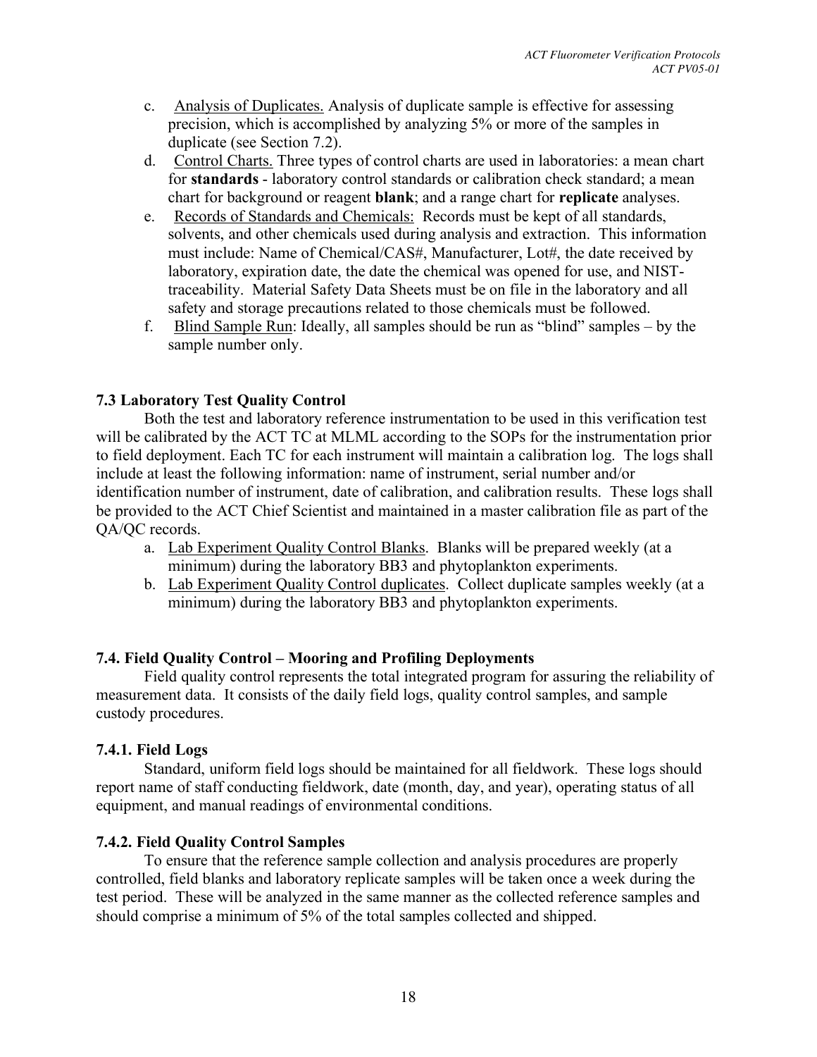c. Analysis of Duplicates. Analysis of duplicate sample is effective for assessing precision, which is accomplished by analyzing 5% or more of the samples in duplicate (see Section 7.2).

d. Control Charts. Three types of control charts are used in laboratories: a mean chart for **standards** - laboratory control standards or calibration check standard; a mean chart for background or reagent **blank**; and a range chart for **replicate** analyses.

e. Records of Standards and Chemicals: Records must be kept of all standards, solvents, and other chemicals used during analysis and extraction. This information must include: Name of Chemical/CAS#, Manufacturer, Lot#, the date received by laboratory, expiration date, the date the chemical was opened for use, and NIST-traceability. Material Safety Data Sheets must be on file in the laboratory and all safety and storage precautions related to those chemicals must be followed.

f. Blind Sample Run: Ideally, all samples should be run as "blind" samples – by the sample number only.

### 7.3 Laboratory Test Quality Control

Both the test and laboratory reference instrumentation to be used in this verification test will be calibrated by the ACT TC at MLML according to the SOPs for the instrumentation prior to field deployment. Each TC for each instrument will maintain a calibration log. The logs shall include at least the following information: name of instrument, serial number and/or identification number of instrument, date of calibration, and calibration results. These logs shall be provided to the ACT Chief Scientist and maintained in a master calibration file as part of the QA/QC records.

a. Lab Experiment Quality Control Blanks. Blanks will be prepared weekly (at a minimum) during the laboratory BB3 and phytoplankton experiments.

b. Lab Experiment Quality Control duplicates. Collect duplicate samples weekly (at a minimum) during the laboratory BB3 and phytoplankton experiments.

### 7.4. Field Quality Control – Mooring and Profiling Deployments

Field quality control represents the total integrated program for assuring the reliability of measurement data. It consists of the daily field logs, quality control samples, and sample custody procedures.

#### 7.4.1. Field Logs

Standard, uniform field logs should be maintained for all fieldwork. These logs should report name of staff conducting fieldwork, date (month, day, and year), operating status of all equipment, and manual readings of environmental conditions.

#### 7.4.2. Field Quality Control Samples

To ensure that the reference sample collection and analysis procedures are properly controlled, field blanks and laboratory replicate samples will be taken once a week during the test period. These will be analyzed in the same manner as the collected reference samples and should comprise a minimum of 5% of the total samples collected and shipped.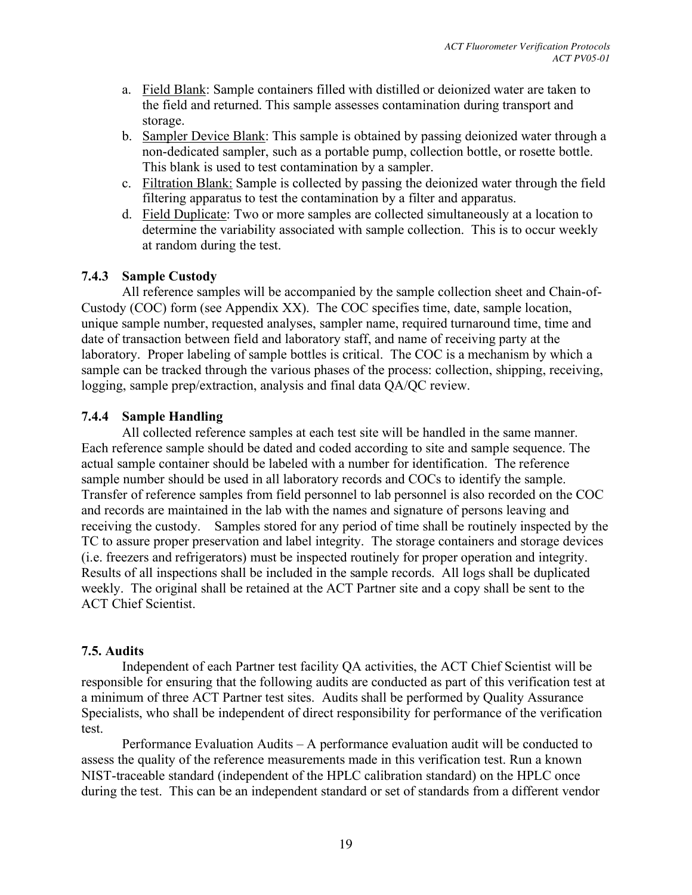a. Field Blank: Sample containers filled with distilled or deionized water are taken to the field and returned. This sample assesses contamination during transport and storage.
b. Sampler Device Blank: This sample is obtained by passing deionized water through a non-dedicated sampler, such as a portable pump, collection bottle, or rosette bottle. This blank is used to test contamination by a sampler.
c. Filtration Blank: Sample is collected by passing the deionized water through the field filtering apparatus to test the contamination by a filter and apparatus.
d. Field Duplicate: Two or more samples are collected simultaneously at a location to determine the variability associated with sample collection. This is to occur weekly at random during the test.

### 7.4.3 Sample Custody

All reference samples will be accompanied by the sample collection sheet and Chain-of-Custody (COC) form (see Appendix XX). The COC specifies time, date, sample location, unique sample number, requested analyses, sampler name, required turnaround time, time and date of transaction between field and laboratory staff, and name of receiving party at the laboratory. Proper labeling of sample bottles is critical. The COC is a mechanism by which a sample can be tracked through the various phases of the process: collection, shipping, receiving, logging, sample prep/extraction, analysis and final data QA/QC review.

### 7.4.4 Sample Handling

All collected reference samples at each test site will be handled in the same manner. Each reference sample should be dated and coded according to site and sample sequence. The actual sample container should be labeled with a number for identification. The reference sample number should be used in all laboratory records and COCs to identify the sample. Transfer of reference samples from field personnel to lab personnel is also recorded on the COC and records are maintained in the lab with the names and signature of persons leaving and receiving the custody. Samples stored for any period of time shall be routinely inspected by the TC to assure proper preservation and label integrity. The storage containers and storage devices (i.e. freezers and refrigerators) must be inspected routinely for proper operation and integrity. Results of all inspections shall be included in the sample records. All logs shall be duplicated weekly. The original shall be retained at the ACT Partner site and a copy shall be sent to the ACT Chief Scientist.

## 7.5. Audits

Independent of each Partner test facility QA activities, the ACT Chief Scientist will be responsible for ensuring that the following audits are conducted as part of this verification test at a minimum of three ACT Partner test sites. Audits shall be performed by Quality Assurance Specialists, who shall be independent of direct responsibility for performance of the verification test.

Performance Evaluation Audits – A performance evaluation audit will be conducted to assess the quality of the reference measurements made in this verification test. Run a known NIST-traceable standard (independent of the HPLC calibration standard) on the HPLC once during the test. This can be an independent standard or set of standards from a different vendor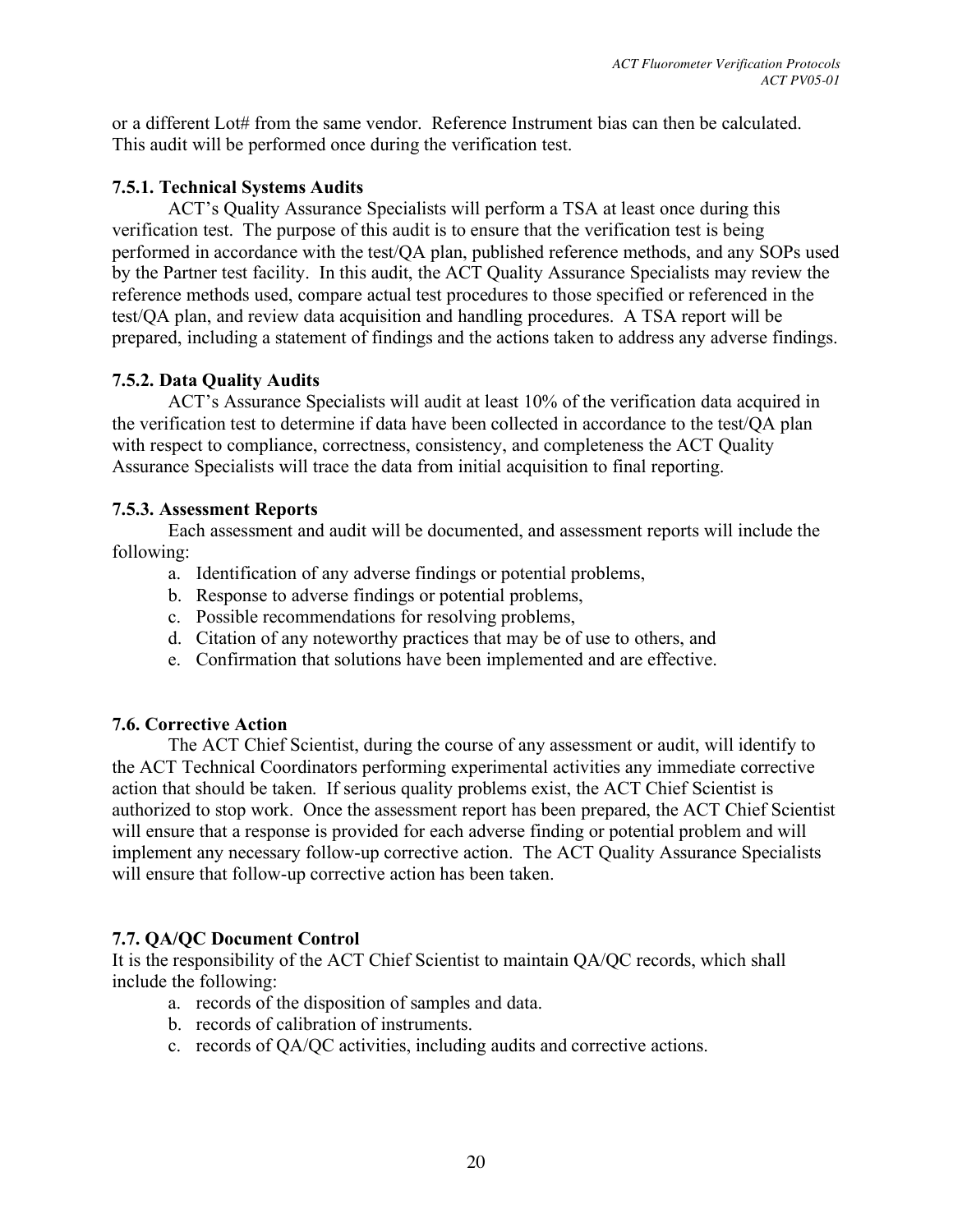or a different Lot# from the same vendor. Reference Instrument bias can then be calculated. This audit will be performed once during the verification test.

### 7.5.1. Technical Systems Audits

ACT's Quality Assurance Specialists will perform a TSA at least once during this verification test. The purpose of this audit is to ensure that the verification test is being performed in accordance with the test/QA plan, published reference methods, and any SOPs used by the Partner test facility. In this audit, the ACT Quality Assurance Specialists may review the reference methods used, compare actual test procedures to those specified or referenced in the test/QA plan, and review data acquisition and handling procedures. A TSA report will be prepared, including a statement of findings and the actions taken to address any adverse findings.

### 7.5.2. Data Quality Audits

ACT's Assurance Specialists will audit at least 10% of the verification data acquired in the verification test to determine if data have been collected in accordance to the test/QA plan with respect to compliance, correctness, consistency, and completeness the ACT Quality Assurance Specialists will trace the data from initial acquisition to final reporting.

### 7.5.3. Assessment Reports

Each assessment and audit will be documented, and assessment reports will include the following:

a. Identification of any adverse findings or potential problems,
b. Response to adverse findings or potential problems,
c. Possible recommendations for resolving problems,
d. Citation of any noteworthy practices that may be of use to others, and
e. Confirmation that solutions have been implemented and are effective.

## 7.6. Corrective Action

The ACT Chief Scientist, during the course of any assessment or audit, will identify to the ACT Technical Coordinators performing experimental activities any immediate corrective action that should be taken. If serious quality problems exist, the ACT Chief Scientist is authorized to stop work. Once the assessment report has been prepared, the ACT Chief Scientist will ensure that a response is provided for each adverse finding or potential problem and will implement any necessary follow-up corrective action. The ACT Quality Assurance Specialists will ensure that follow-up corrective action has been taken.

## 7.7. QA/QC Document Control

It is the responsibility of the ACT Chief Scientist to maintain QA/QC records, which shall include the following:

a. records of the disposition of samples and data.
b. records of calibration of instruments.
c. records of QA/QC activities, including audits and corrective actions.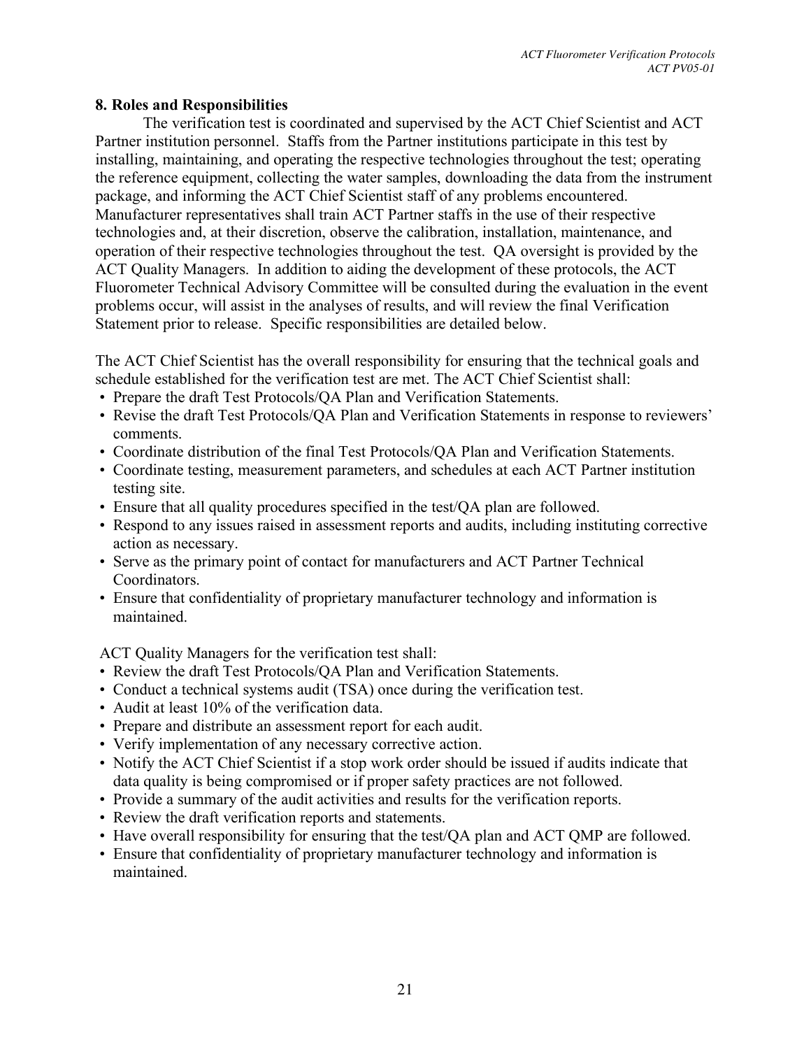## 8. Roles and Responsibilities

The verification test is coordinated and supervised by the ACT Chief Scientist and ACT Partner institution personnel. Staffs from the Partner institutions participate in this test by installing, maintaining, and operating the respective technologies throughout the test; operating the reference equipment, collecting the water samples, downloading the data from the instrument package, and informing the ACT Chief Scientist staff of any problems encountered. Manufacturer representatives shall train ACT Partner staffs in the use of their respective technologies and, at their discretion, observe the calibration, installation, maintenance, and operation of their respective technologies throughout the test. QA oversight is provided by the ACT Quality Managers. In addition to aiding the development of these protocols, the ACT Fluorometer Technical Advisory Committee will be consulted during the evaluation in the event problems occur, will assist in the analyses of results, and will review the final Verification Statement prior to release. Specific responsibilities are detailed below.

The ACT Chief Scientist has the overall responsibility for ensuring that the technical goals and schedule established for the verification test are met. The ACT Chief Scientist shall:

- Prepare the draft Test Protocols/QA Plan and Verification Statements.
- Revise the draft Test Protocols/QA Plan and Verification Statements in response to reviewers' comments.
- Coordinate distribution of the final Test Protocols/QA Plan and Verification Statements.
- Coordinate testing, measurement parameters, and schedules at each ACT Partner institution testing site.
- Ensure that all quality procedures specified in the test/QA plan are followed.
- Respond to any issues raised in assessment reports and audits, including instituting corrective action as necessary.
- Serve as the primary point of contact for manufacturers and ACT Partner Technical Coordinators.
- Ensure that confidentiality of proprietary manufacturer technology and information is maintained.

ACT Quality Managers for the verification test shall:

- Review the draft Test Protocols/QA Plan and Verification Statements.
- Conduct a technical systems audit (TSA) once during the verification test.
- Audit at least 10% of the verification data.
- Prepare and distribute an assessment report for each audit.
- Verify implementation of any necessary corrective action.
- Notify the ACT Chief Scientist if a stop work order should be issued if audits indicate that data quality is being compromised or if proper safety practices are not followed.
- Provide a summary of the audit activities and results for the verification reports.
- Review the draft verification reports and statements.
- Have overall responsibility for ensuring that the test/QA plan and ACT QMP are followed.
- Ensure that confidentiality of proprietary manufacturer technology and information is maintained.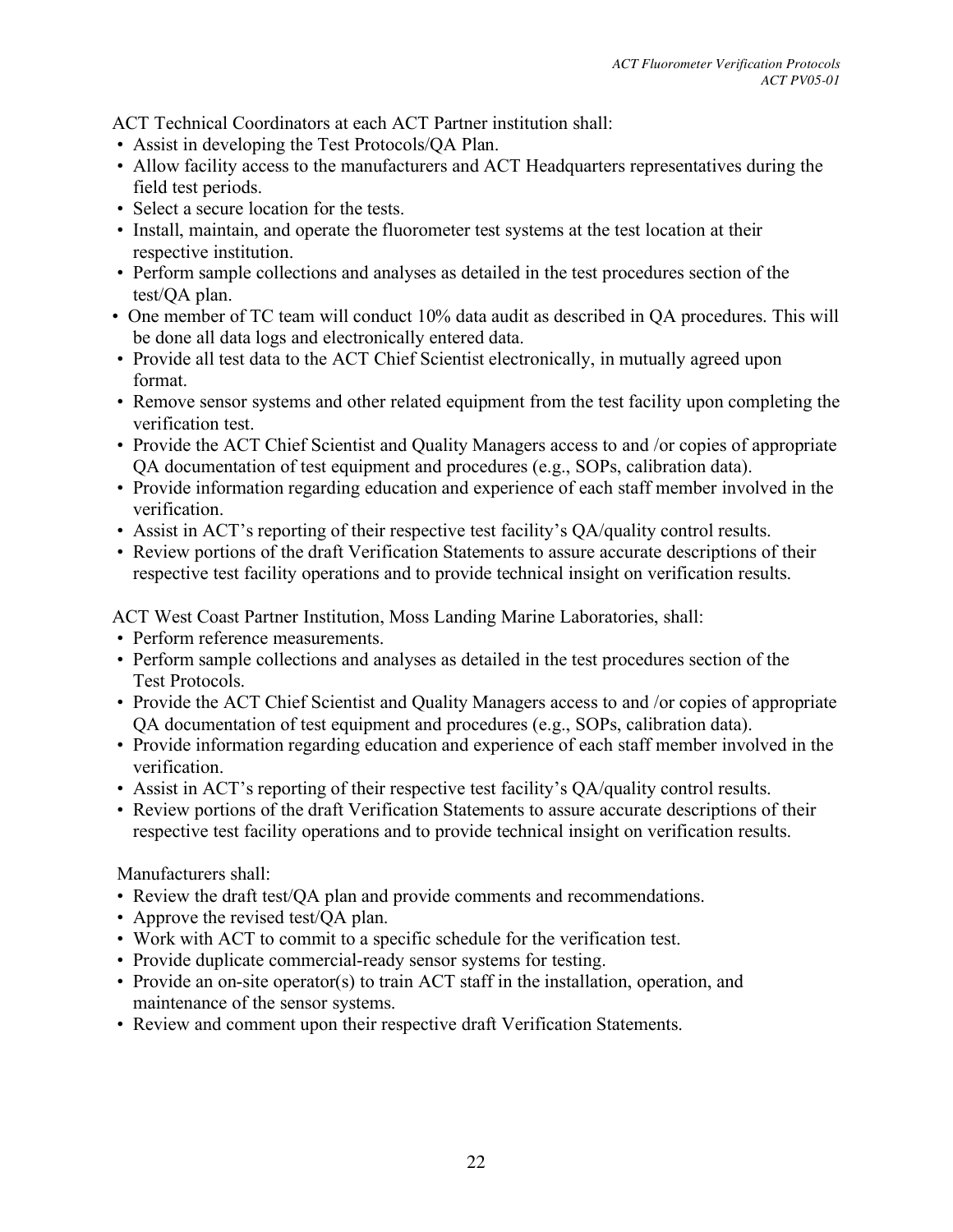ACT Technical Coordinators at each ACT Partner institution shall:

- Assist in developing the Test Protocols/QA Plan.
- Allow facility access to the manufacturers and ACT Headquarters representatives during the field test periods.
- Select a secure location for the tests.
- Install, maintain, and operate the fluorometer test systems at the test location at their respective institution.
- Perform sample collections and analyses as detailed in the test procedures section of the test/QA plan.
- One member of TC team will conduct 10% data audit as described in QA procedures. This will be done all data logs and electronically entered data.
- Provide all test data to the ACT Chief Scientist electronically, in mutually agreed upon format.
- Remove sensor systems and other related equipment from the test facility upon completing the verification test.
- Provide the ACT Chief Scientist and Quality Managers access to and /or copies of appropriate QA documentation of test equipment and procedures (e.g., SOPs, calibration data).
- Provide information regarding education and experience of each staff member involved in the verification.
- Assist in ACT's reporting of their respective test facility's QA/quality control results.
- Review portions of the draft Verification Statements to assure accurate descriptions of their respective test facility operations and to provide technical insight on verification results.

ACT West Coast Partner Institution, Moss Landing Marine Laboratories, shall:

- Perform reference measurements.
- Perform sample collections and analyses as detailed in the test procedures section of the Test Protocols.
- Provide the ACT Chief Scientist and Quality Managers access to and /or copies of appropriate QA documentation of test equipment and procedures (e.g., SOPs, calibration data).
- Provide information regarding education and experience of each staff member involved in the verification.
- Assist in ACT's reporting of their respective test facility's QA/quality control results.
- Review portions of the draft Verification Statements to assure accurate descriptions of their respective test facility operations and to provide technical insight on verification results.

Manufacturers shall:

- Review the draft test/QA plan and provide comments and recommendations.
- Approve the revised test/QA plan.
- Work with ACT to commit to a specific schedule for the verification test.
- Provide duplicate commercial-ready sensor systems for testing.
- Provide an on-site operator(s) to train ACT staff in the installation, operation, and maintenance of the sensor systems.
- Review and comment upon their respective draft Verification Statements.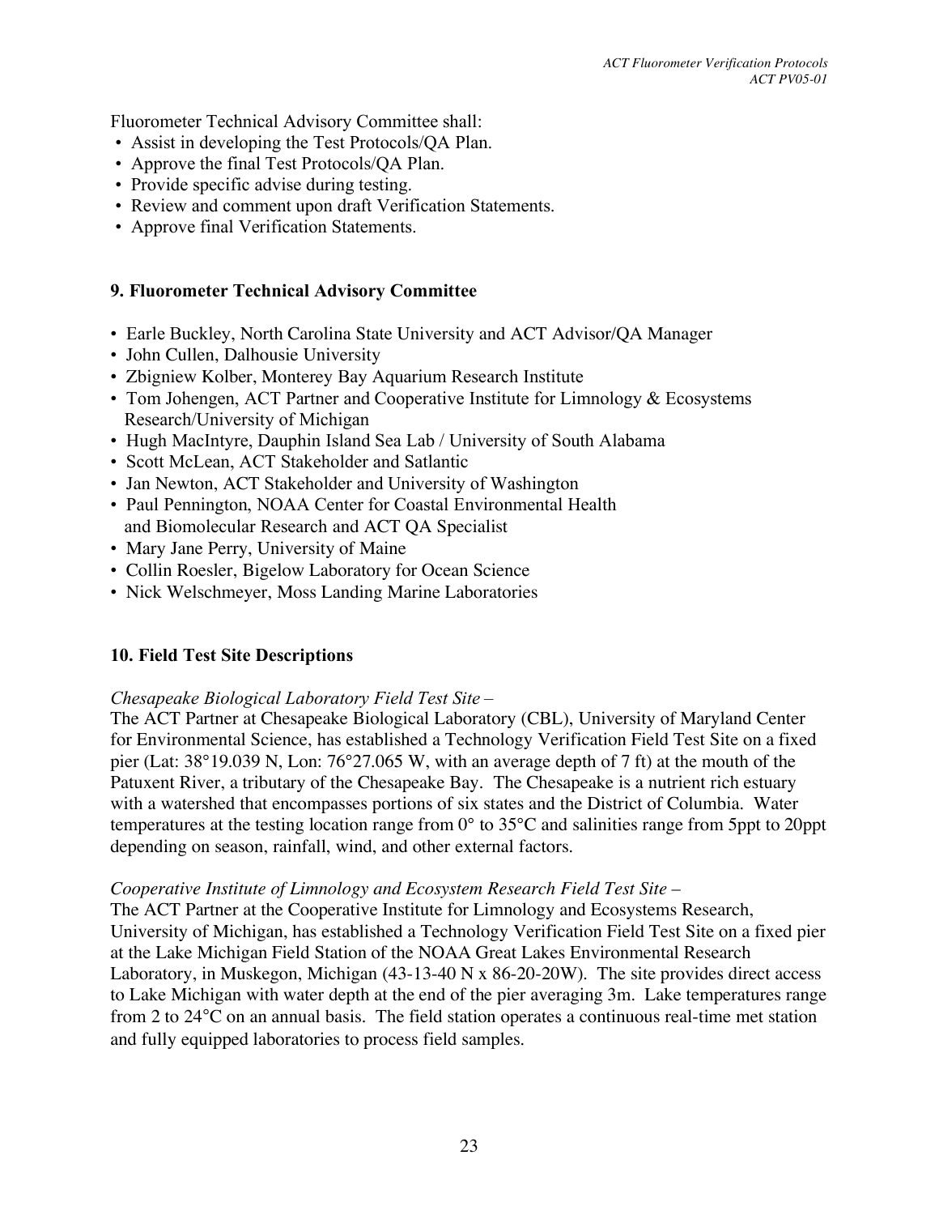Fluorometer Technical Advisory Committee shall:

- Assist in developing the Test Protocols/QA Plan.
- Approve the final Test Protocols/QA Plan.
- Provide specific advise during testing.
- Review and comment upon draft Verification Statements.
- Approve final Verification Statements.

## 9. Fluorometer Technical Advisory Committee

- Earle Buckley, North Carolina State University and ACT Advisor/QA Manager
- John Cullen, Dalhousie University
- Zbigniew Kolber, Monterey Bay Aquarium Research Institute
- Tom Johengen, ACT Partner and Cooperative Institute for Limnology & Ecosystems Research/University of Michigan
- Hugh MacIntyre, Dauphin Island Sea Lab / University of South Alabama
- Scott McLean, ACT Stakeholder and Satlantic
- Jan Newton, ACT Stakeholder and University of Washington
- Paul Pennington, NOAA Center for Coastal Environmental Health and Biomolecular Research and ACT QA Specialist
- Mary Jane Perry, University of Maine
- Collin Roesler, Bigelow Laboratory for Ocean Science
- Nick Welschmeyer, Moss Landing Marine Laboratories

## 10. Field Test Site Descriptions

*Chesapeake Biological Laboratory Field Test Site –*
The ACT Partner at Chesapeake Biological Laboratory (CBL), University of Maryland Center for Environmental Science, has established a Technology Verification Field Test Site on a fixed pier (Lat: 38°19.039 N, Lon: 76°27.065 W, with an average depth of 7 ft) at the mouth of the Patuxent River, a tributary of the Chesapeake Bay. The Chesapeake is a nutrient rich estuary with a watershed that encompasses portions of six states and the District of Columbia. Water temperatures at the testing location range from 0° to 35°C and salinities range from 5ppt to 20ppt depending on season, rainfall, wind, and other external factors.

*Cooperative Institute of Limnology and Ecosystem Research Field Test Site –*
The ACT Partner at the Cooperative Institute for Limnology and Ecosystems Research, University of Michigan, has established a Technology Verification Field Test Site on a fixed pier at the Lake Michigan Field Station of the NOAA Great Lakes Environmental Research Laboratory, in Muskegon, Michigan (43-13-40 N x 86-20-20W). The site provides direct access to Lake Michigan with water depth at the end of the pier averaging 3m. Lake temperatures range from 2 to 24°C on an annual basis. The field station operates a continuous real-time met station and fully equipped laboratories to process field samples.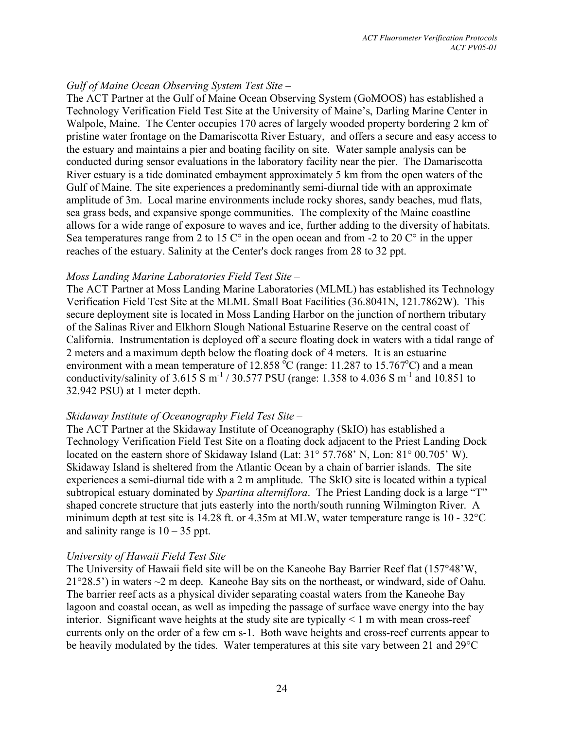*Gulf of Maine Ocean Observing System Test Site –*

The ACT Partner at the Gulf of Maine Ocean Observing System (GoMOOS) has established a Technology Verification Field Test Site at the University of Maine's, Darling Marine Center in Walpole, Maine. The Center occupies 170 acres of largely wooded property bordering 2 km of pristine water frontage on the Damariscotta River Estuary, and offers a secure and easy access to the estuary and maintains a pier and boating facility on site. Water sample analysis can be conducted during sensor evaluations in the laboratory facility near the pier. The Damariscotta River estuary is a tide dominated embayment approximately 5 km from the open waters of the Gulf of Maine. The site experiences a predominantly semi-diurnal tide with an approximate amplitude of 3m. Local marine environments include rocky shores, sandy beaches, mud flats, sea grass beds, and expansive sponge communities. The complexity of the Maine coastline allows for a wide range of exposure to waves and ice, further adding to the diversity of habitats. Sea temperatures range from 2 to 15 C° in the open ocean and from -2 to 20 C° in the upper reaches of the estuary. Salinity at the Center's dock ranges from 28 to 32 ppt.

*Moss Landing Marine Laboratories Field Test Site –*

The ACT Partner at Moss Landing Marine Laboratories (MLML) has established its Technology Verification Field Test Site at the MLML Small Boat Facilities (36.8041N, 121.7862W). This secure deployment site is located in Moss Landing Harbor on the junction of northern tributary of the Salinas River and Elkhorn Slough National Estuarine Reserve on the central coast of California. Instrumentation is deployed off a secure floating dock in waters with a tidal range of 2 meters and a maximum depth below the floating dock of 4 meters. It is an estuarine environment with a mean temperature of 12.858 $^{o}$C (range: 11.287 to 15.767$^{o}$C) and a mean conductivity/salinity of 3.615 S $m^{-1}$ / 30.577 PSU (range: 1.358 to 4.036 S $m^{-1}$ and 10.851 to 32.942 PSU) at 1 meter depth.

*Skidaway Institute of Oceanography Field Test Site –*

The ACT Partner at the Skidaway Institute of Oceanography (SkIO) has established a Technology Verification Field Test Site on a floating dock adjacent to the Priest Landing Dock located on the eastern shore of Skidaway Island (Lat: 31° 57.768' N, Lon: 81° 00.705' W). Skidaway Island is sheltered from the Atlantic Ocean by a chain of barrier islands. The site experiences a semi-diurnal tide with a 2 m amplitude. The SkIO site is located within a typical subtropical estuary dominated by *Spartina alterniflora*. The Priest Landing dock is a large "T" shaped concrete structure that juts easterly into the north/south running Wilmington River. A minimum depth at test site is 14.28 ft. or 4.35m at MLW, water temperature range is 10 - 32°C and salinity range is 10 – 35 ppt.

*University of Hawaii Field Test Site –*

The University of Hawaii field site will be on the Kaneohe Bay Barrier Reef flat (157°48'W, 21°28.5') in waters ~2 m deep. Kaneohe Bay sits on the northeast, or windward, side of Oahu. The barrier reef acts as a physical divider separating coastal waters from the Kaneohe Bay lagoon and coastal ocean, as well as impeding the passage of surface wave energy into the bay interior. Significant wave heights at the study site are typically < 1 m with mean cross-reef currents only on the order of a few cm s-1. Both wave heights and cross-reef currents appear to be heavily modulated by the tides. Water temperatures at this site vary between 21 and 29°C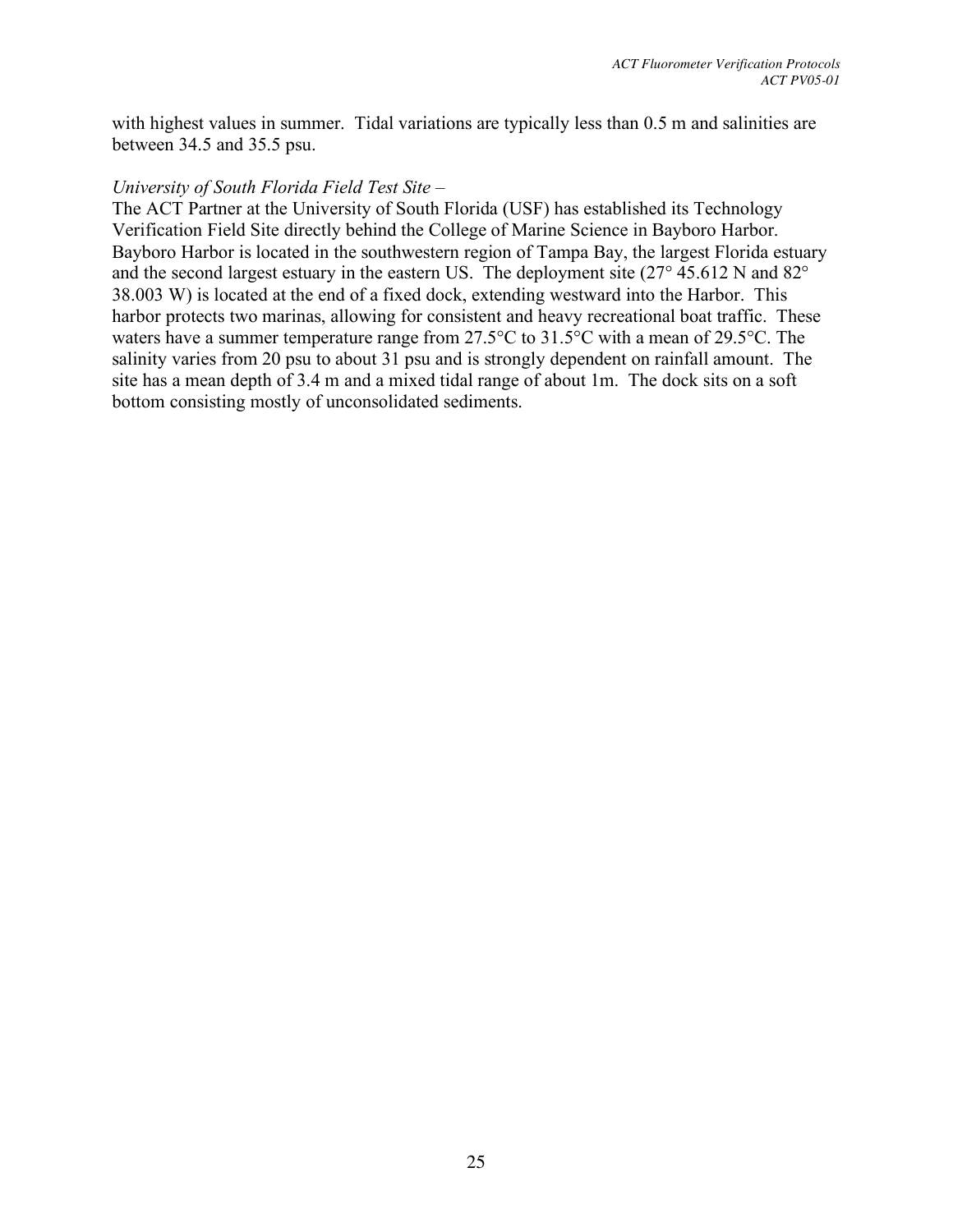with highest values in summer. Tidal variations are typically less than 0.5 m and salinities are between 34.5 and 35.5 psu.

*University of South Florida Field Test Site –*

The ACT Partner at the University of South Florida (USF) has established its Technology Verification Field Site directly behind the College of Marine Science in Bayboro Harbor. Bayboro Harbor is located in the southwestern region of Tampa Bay, the largest Florida estuary and the second largest estuary in the eastern US. The deployment site (27° 45.612 N and 82° 38.003 W) is located at the end of a fixed dock, extending westward into the Harbor. This harbor protects two marinas, allowing for consistent and heavy recreational boat traffic. These waters have a summer temperature range from 27.5°C to 31.5°C with a mean of 29.5°C. The salinity varies from 20 psu to about 31 psu and is strongly dependent on rainfall amount. The site has a mean depth of 3.4 m and a mixed tidal range of about 1m. The dock sits on a soft bottom consisting mostly of unconsolidated sediments.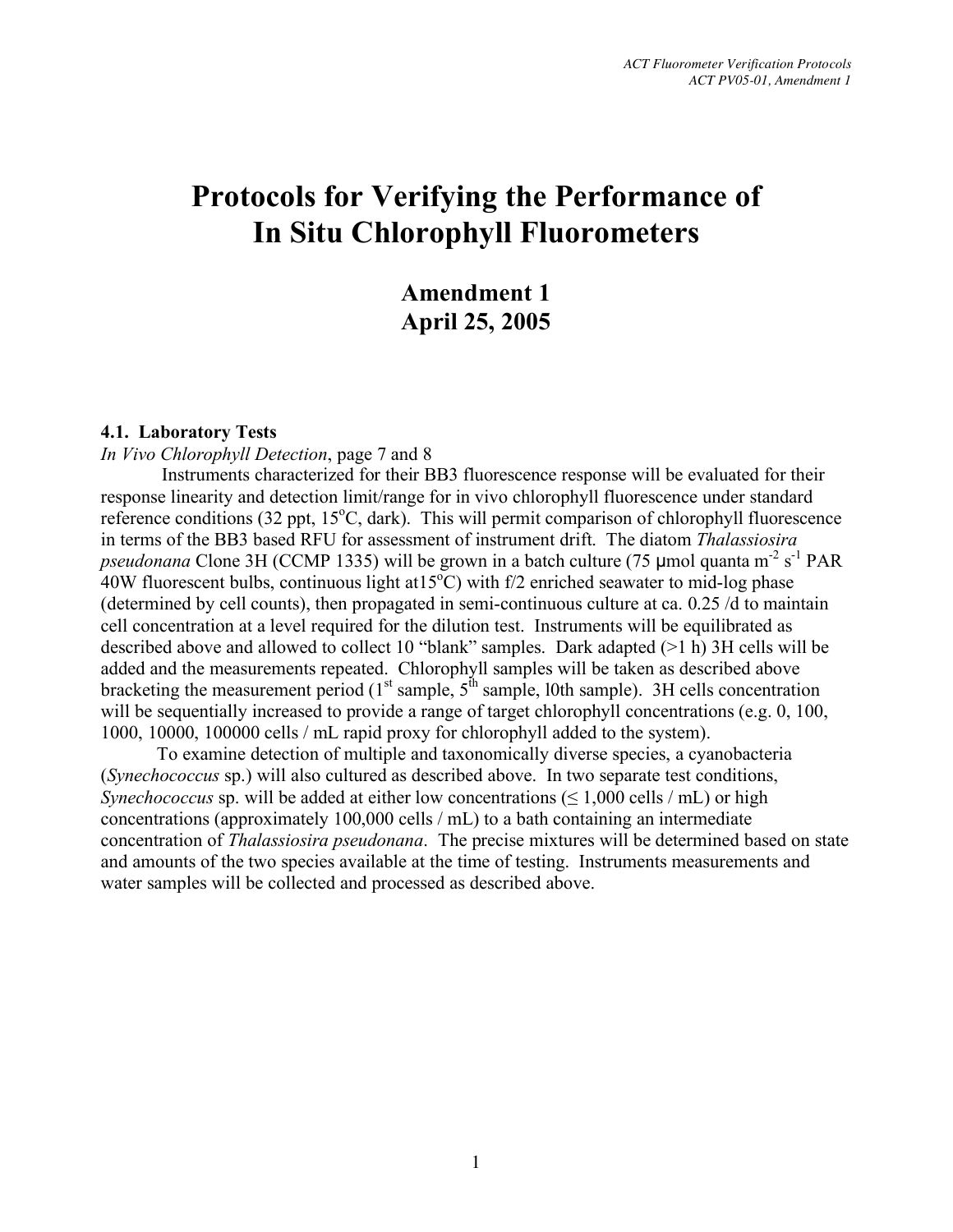# Protocols for Verifying the Performance of In Situ Chlorophyll Fluorometers

## Amendment 1
## April 25, 2005

### 4.1. Laboratory Tests

*In Vivo Chlorophyll Detection*, page 7 and 8

Instruments characterized for their BB3 fluorescence response will be evaluated for their response linearity and detection limit/range for in vivo chlorophyll fluorescence under standard reference conditions (32 ppt, 15$^o$C, dark). This will permit comparison of chlorophyll fluorescence in terms of the BB3 based RFU for assessment of instrument drift. The diatom *Thalassiosira pseudonana* Clone 3H (CCMP 1335) will be grown in a batch culture (75 μmol quanta $m^{-2}$ $s^{-1}$ PAR 40W fluorescent bulbs, continuous light at15$^o$C) with f/2 enriched seawater to mid-log phase (determined by cell counts), then propagated in semi-continuous culture at ca. 0.25 /d to maintain cell concentration at a level required for the dilution test. Instruments will be equilibrated as described above and allowed to collect 10 "blank" samples. Dark adapted (>1 h) 3H cells will be added and the measurements repeated. Chlorophyll samples will be taken as described above bracketing the measurement period (1$^{st}$ sample, 5$^{th}$ sample, l0th sample). 3H cells concentration will be sequentially increased to provide a range of target chlorophyll concentrations (e.g. 0, 100, 1000, 10000, 100000 cells / mL rapid proxy for chlorophyll added to the system).

To examine detection of multiple and taxonomically diverse species, a cyanobacteria (*Synechococcus* sp.) will also cultured as described above. In two separate test conditions, *Synechococcus* sp. will be added at either low concentrations (≤ 1,000 cells / mL) or high concentrations (approximately 100,000 cells / mL) to a bath containing an intermediate concentration of *Thalassiosira pseudonana*. The precise mixtures will be determined based on state and amounts of the two species available at the time of testing. Instruments measurements and water samples will be collected and processed as described above.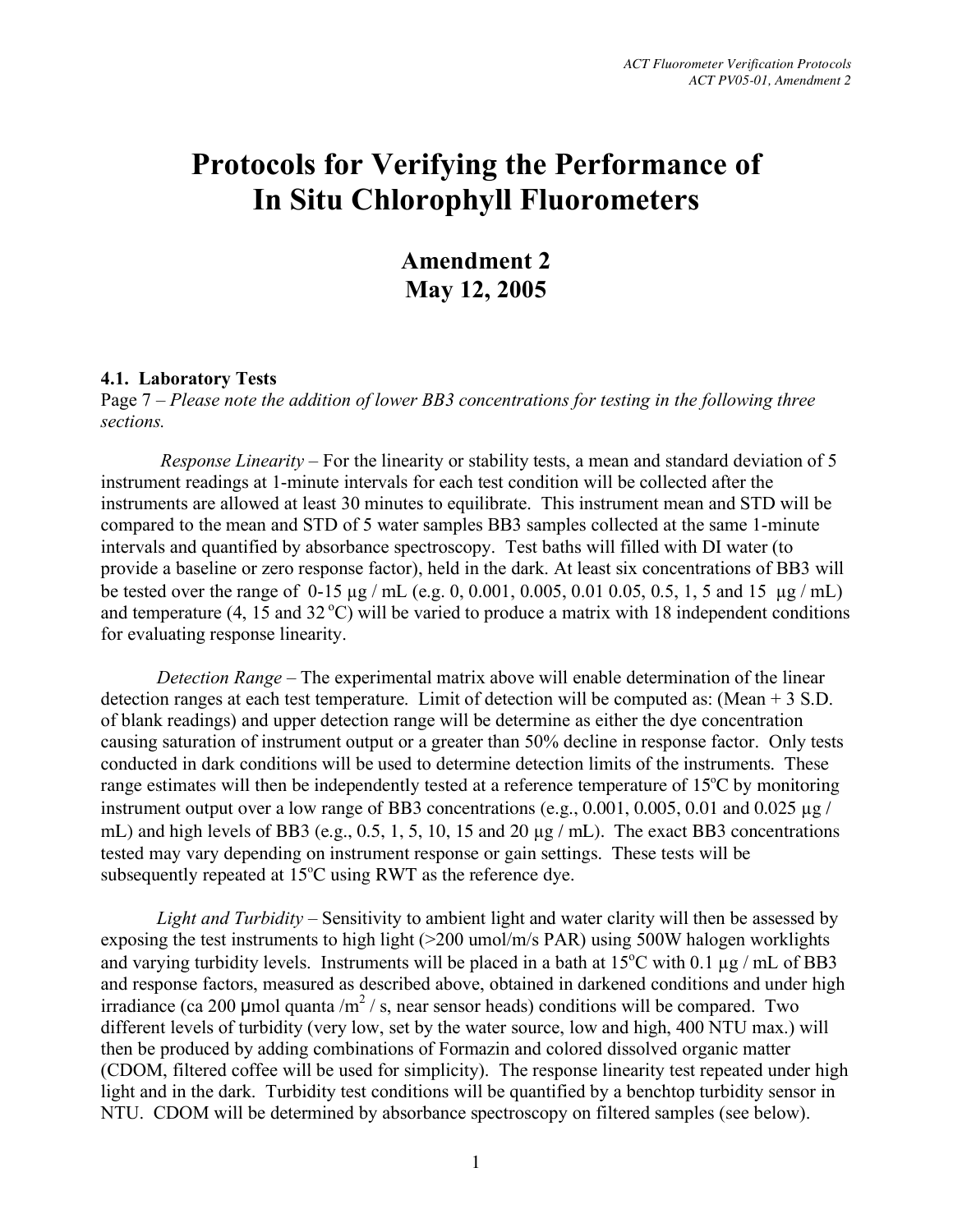# Protocols for Verifying the Performance of In Situ Chlorophyll Fluorometers

## Amendment 2
## May 12, 2005

### 4.1. Laboratory Tests

Page 7 – *Please note the addition of lower BB3 concentrations for testing in the following three sections.*

*Response Linearity* – For the linearity or stability tests, a mean and standard deviation of 5 instrument readings at 1-minute intervals for each test condition will be collected after the instruments are allowed at least 30 minutes to equilibrate. This instrument mean and STD will be compared to the mean and STD of 5 water samples BB3 samples collected at the same 1-minute intervals and quantified by absorbance spectroscopy. Test baths will filled with DI water (to provide a baseline or zero response factor), held in the dark. At least six concentrations of BB3 will be tested over the range of 0-15 µg / mL (e.g. 0, 0.001, 0.005, 0.01 0.05, 0.5, 1, 5 and 15 µg / mL) and temperature (4, 15 and 32 $^{o}$C) will be varied to produce a matrix with 18 independent conditions for evaluating response linearity.

*Detection Range* – The experimental matrix above will enable determination of the linear detection ranges at each test temperature. Limit of detection will be computed as: (Mean + 3 S.D. of blank readings) and upper detection range will be determine as either the dye concentration causing saturation of instrument output or a greater than 50% decline in response factor. Only tests conducted in dark conditions will be used to determine detection limits of the instruments. These range estimates will then be independently tested at a reference temperature of 15$^{o}$C by monitoring instrument output over a low range of BB3 concentrations (e.g., 0.001, 0.005, 0.01 and 0.025 µg / mL) and high levels of BB3 (e.g., 0.5, 1, 5, 10, 15 and 20 µg / mL). The exact BB3 concentrations tested may vary depending on instrument response or gain settings. These tests will be subsequently repeated at 15$^{o}$C using RWT as the reference dye.

*Light and Turbidity* – Sensitivity to ambient light and water clarity will then be assessed by exposing the test instruments to high light (>200 umol/m/s PAR) using 500W halogen worklights and varying turbidity levels. Instruments will be placed in a bath at 15$^{o}$C with 0.1 µg / mL of BB3 and response factors, measured as described above, obtained in darkened conditions and under high irradiance (ca 200 µmol quanta /m$^{2}$ / s, near sensor heads) conditions will be compared. Two different levels of turbidity (very low, set by the water source, low and high, 400 NTU max.) will then be produced by adding combinations of Formazin and colored dissolved organic matter (CDOM, filtered coffee will be used for simplicity). The response linearity test repeated under high light and in the dark. Turbidity test conditions will be quantified by a benchtop turbidity sensor in NTU. CDOM will be determined by absorbance spectroscopy on filtered samples (see below).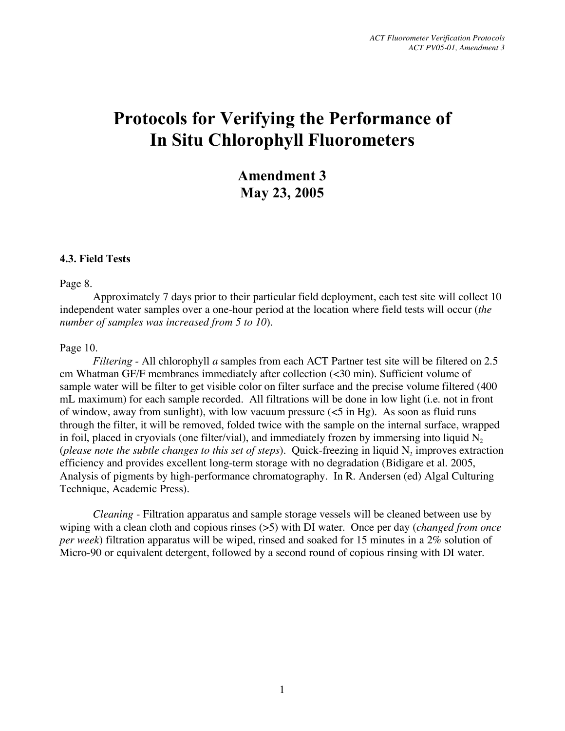# Protocols for Verifying the Performance of In Situ Chlorophyll Fluorometers

## Amendment 3
## May 23, 2005

### 4.3. Field Tests

Page 8.

Approximately 7 days prior to their particular field deployment, each test site will collect 10 independent water samples over a one-hour period at the location where field tests will occur (*the number of samples was increased from 5 to 10*).

Page 10.

*Filtering* - All chlorophyll *a* samples from each ACT Partner test site will be filtered on 2.5 cm Whatman GF/F membranes immediately after collection (<30 min). Sufficient volume of sample water will be filter to get visible color on filter surface and the precise volume filtered (400 mL maximum) for each sample recorded. All filtrations will be done in low light (i.e. not in front of window, away from sunlight), with low vacuum pressure (<5 in Hg). As soon as fluid runs through the filter, it will be removed, folded twice with the sample on the internal surface, wrapped in foil, placed in cryovials (one filter/vial), and immediately frozen by immersing into liquid $N_2$ (*please note the subtle changes to this set of steps*). Quick-freezing in liquid $N_2$ improves extraction efficiency and provides excellent long-term storage with no degradation (Bidigare et al. 2005, Analysis of pigments by high-performance chromatography. In R. Andersen (ed) Algal Culturing Technique, Academic Press).

*Cleaning* - Filtration apparatus and sample storage vessels will be cleaned between use by wiping with a clean cloth and copious rinses (>5) with DI water. Once per day (*changed from once per week*) filtration apparatus will be wiped, rinsed and soaked for 15 minutes in a 2% solution of Micro-90 or equivalent detergent, followed by a second round of copious rinsing with DI water.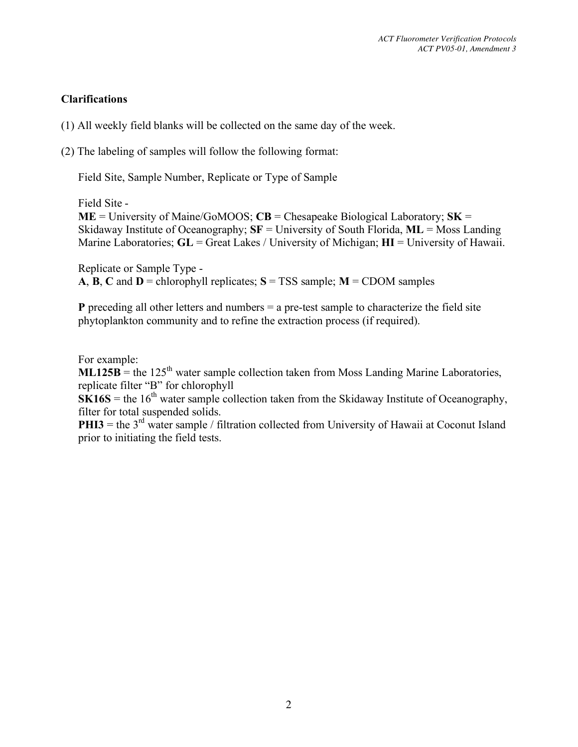**Clarifications**

(1) All weekly field blanks will be collected on the same day of the week.

(2) The labeling of samples will follow the following format:

Field Site, Sample Number, Replicate or Type of Sample

Field Site -
**ME** = University of Maine/GoMOOS; **CB** = Chesapeake Biological Laboratory; **SK** = Skidaway Institute of Oceanography; **SF** = University of South Florida, **ML** = Moss Landing Marine Laboratories; **GL** = Great Lakes / University of Michigan; **HI** = University of Hawaii.

Replicate or Sample Type -
**A**, **B**, **C** and **D** = chlorophyll replicates; **S** = TSS sample; **M** = CDOM samples

**P** preceding all other letters and numbers = a pre-test sample to characterize the field site phytoplankton community and to refine the extraction process (if required).

For example:
**ML125B** = the 125th water sample collection taken from Moss Landing Marine Laboratories, replicate filter "B" for chlorophyll
**SK16S** = the 16th water sample collection taken from the Skidaway Institute of Oceanography, filter for total suspended solids.
**PHI3** = the 3rd water sample / filtration collected from University of Hawaii at Coconut Island prior to initiating the field tests.